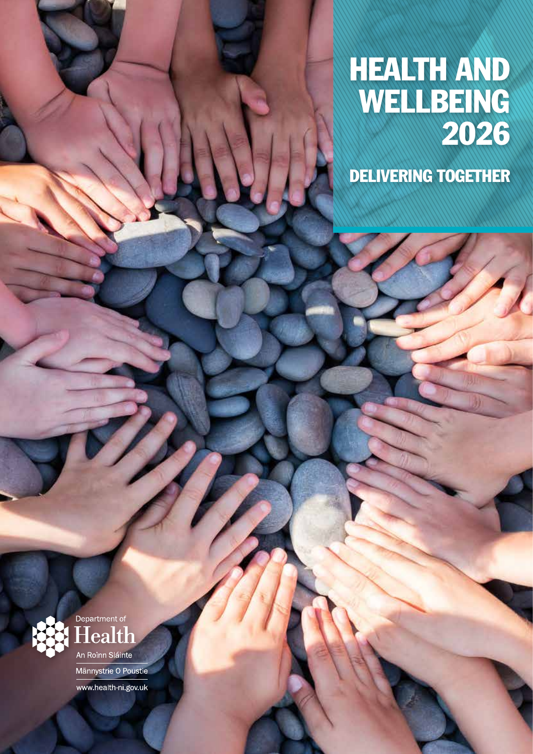# HEALTH AND WELLBEING 2026

## DELIVERING TOGETHER

Department of
Health
An Roinn Sláinte
Männystrie O Poustie
www.health-ni.gov.uk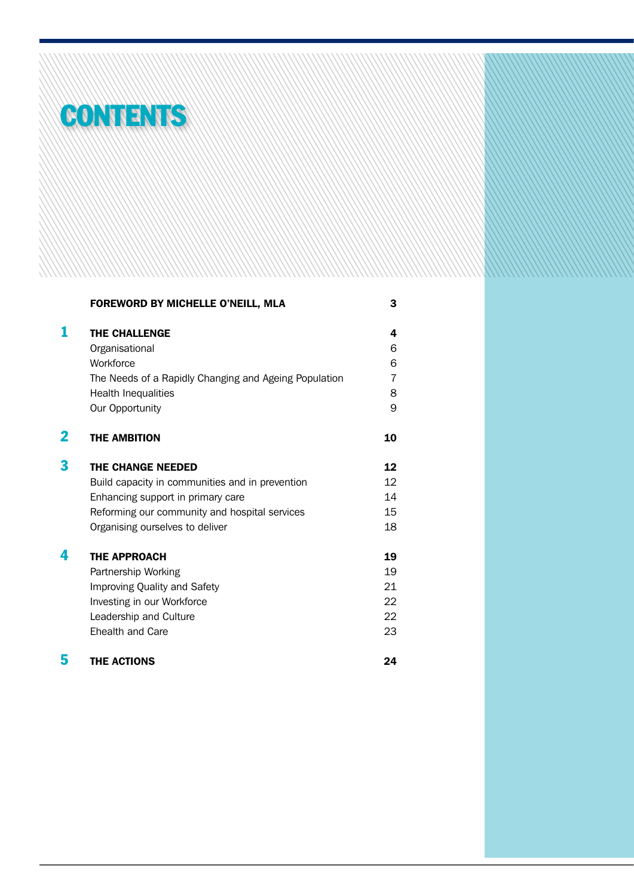# CONTENTS

| | | |
|---|---|---|
| | **FOREWORD BY MICHELLE O'NEILL, MLA** | **3** |
| **1** | **THE CHALLENGE** | **4** |
| | Organisational | 6 |
| | Workforce | 6 |
| | The Needs of a Rapidly Changing and Ageing Population | 7 |
| | Health Inequalities | 8 |
| | Our Opportunity | 9 |
| **2** | **THE AMBITION** | **10** |
| **3** | **THE CHANGE NEEDED** | **12** |
| | Build capacity in communities and in prevention | 12 |
| | Enhancing support in primary care | 14 |
| | Reforming our community and hospital services | 15 |
| | Organising ourselves to deliver | 18 |
| **4** | **THE APPROACH** | **19** |
| | Partnership Working | 19 |
| | Improving Quality and Safety | 21 |
| | Investing in our Workforce | 22 |
| | Leadership and Culture | 22 |
| | Ehealth and Care | 23 |
| **5** | **THE ACTIONS** | **24** |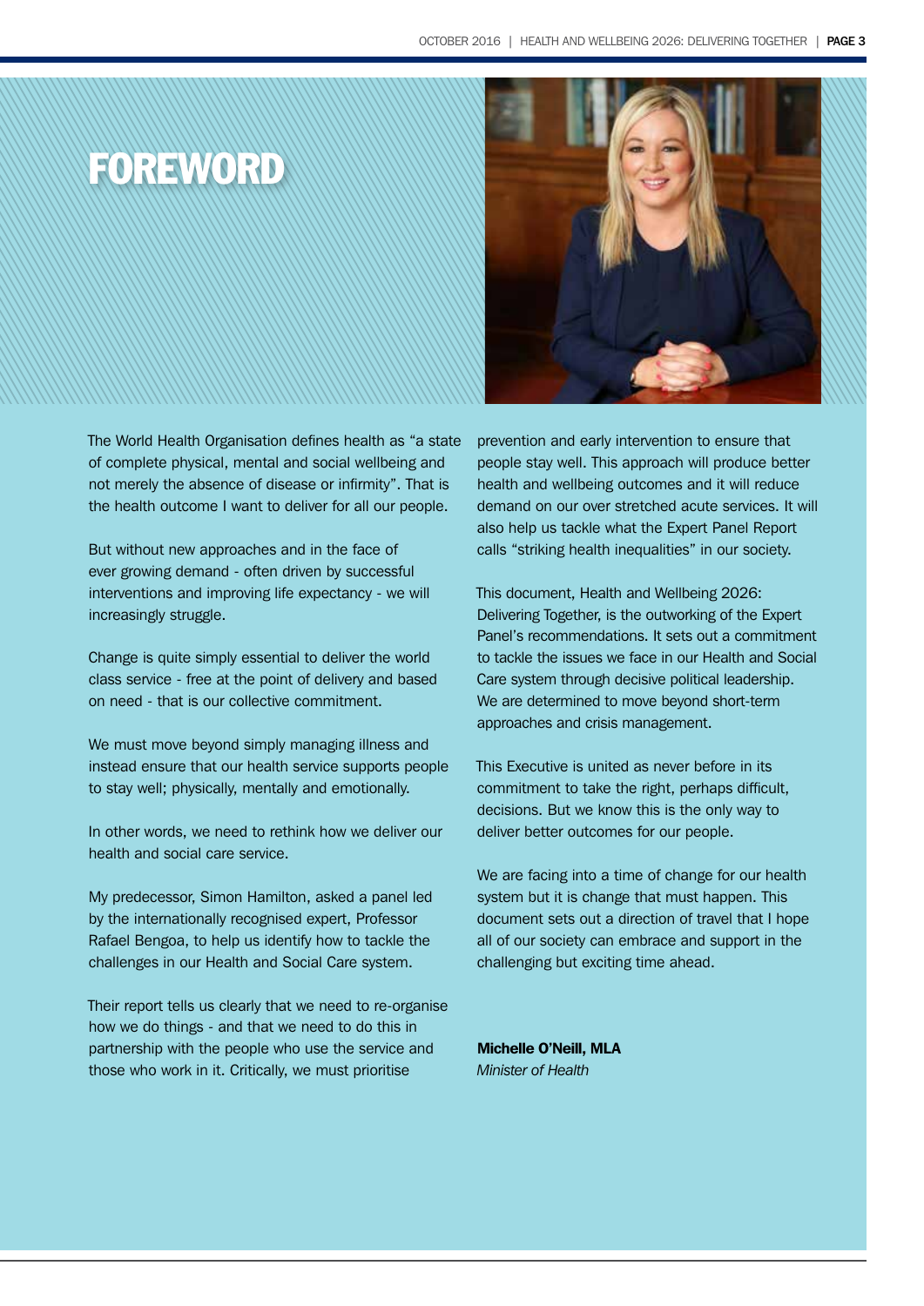# FOREWORD

The World Health Organisation defines health as "a state of complete physical, mental and social wellbeing and not merely the absence of disease or infirmity". That is the health outcome I want to deliver for all our people.

But without new approaches and in the face of ever growing demand - often driven by successful interventions and improving life expectancy - we will increasingly struggle.

Change is quite simply essential to deliver the world class service - free at the point of delivery and based on need - that is our collective commitment.

We must move beyond simply managing illness and instead ensure that our health service supports people to stay well; physically, mentally and emotionally.

In other words, we need to rethink how we deliver our health and social care service.

My predecessor, Simon Hamilton, asked a panel led by the internationally recognised expert, Professor Rafael Bengoa, to help us identify how to tackle the challenges in our Health and Social Care system.

Their report tells us clearly that we need to re-organise how we do things - and that we need to do this in partnership with the people who use the service and those who work in it. Critically, we must prioritise prevention and early intervention to ensure that people stay well. This approach will produce better health and wellbeing outcomes and it will reduce demand on our over stretched acute services. It will also help us tackle what the Expert Panel Report calls "striking health inequalities" in our society.

This document, Health and Wellbeing 2026: Delivering Together, is the outworking of the Expert Panel's recommendations. It sets out a commitment to tackle the issues we face in our Health and Social Care system through decisive political leadership. We are determined to move beyond short-term approaches and crisis management.

This Executive is united as never before in its commitment to take the right, perhaps difficult, decisions. But we know this is the only way to deliver better outcomes for our people.

We are facing into a time of change for our health system but it is change that must happen. This document sets out a direction of travel that I hope all of our society can embrace and support in the challenging but exciting time ahead.

**Michelle O'Neill, MLA**
*Minister of Health*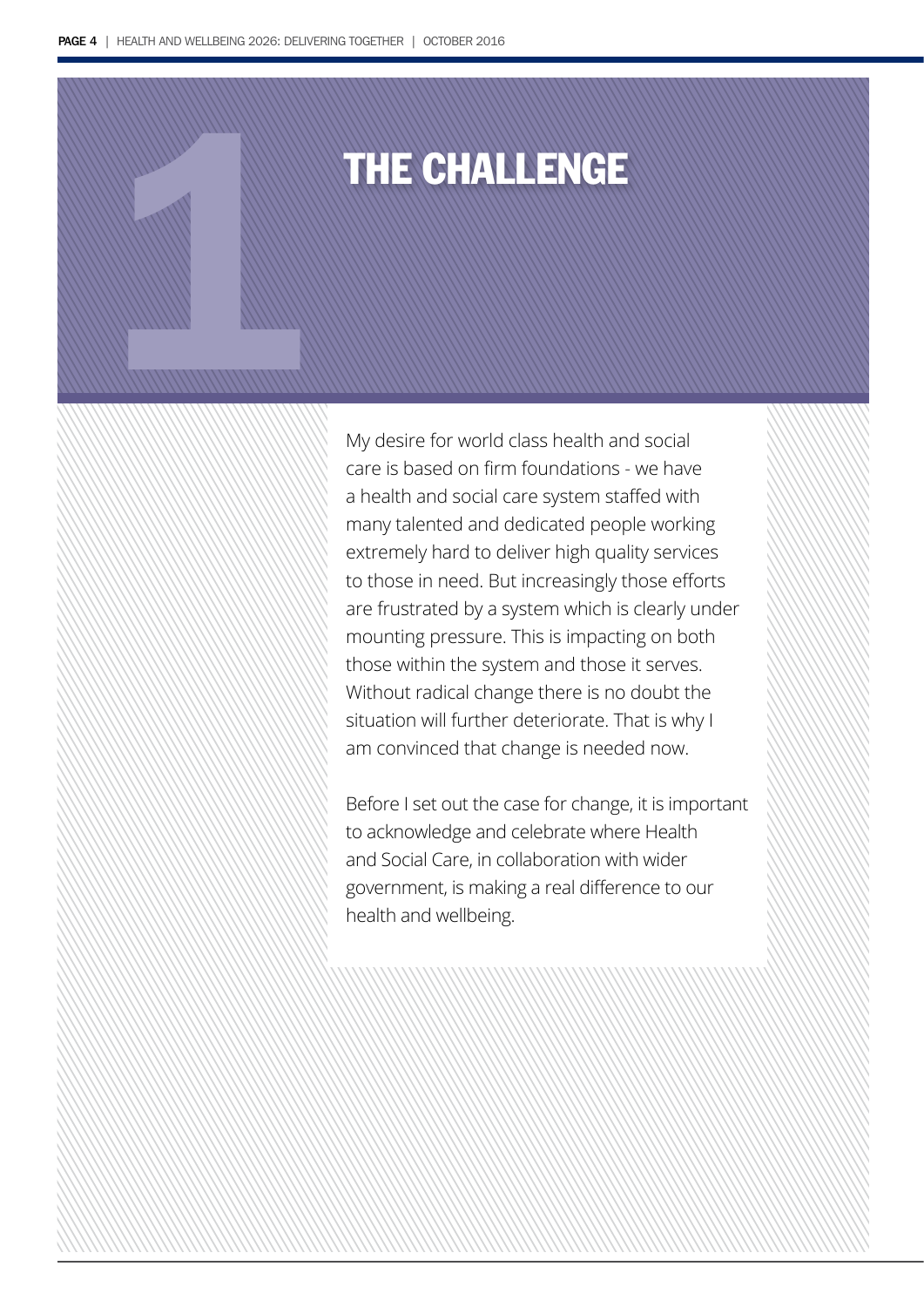# 1 THE CHALLENGE

My desire for world class health and social care is based on firm foundations - we have a health and social care system staffed with many talented and dedicated people working extremely hard to deliver high quality services to those in need. But increasingly those efforts are frustrated by a system which is clearly under mounting pressure. This is impacting on both those within the system and those it serves. Without radical change there is no doubt the situation will further deteriorate. That is why I am convinced that change is needed now.

Before I set out the case for change, it is important to acknowledge and celebrate where Health and Social Care, in collaboration with wider government, is making a real difference to our health and wellbeing.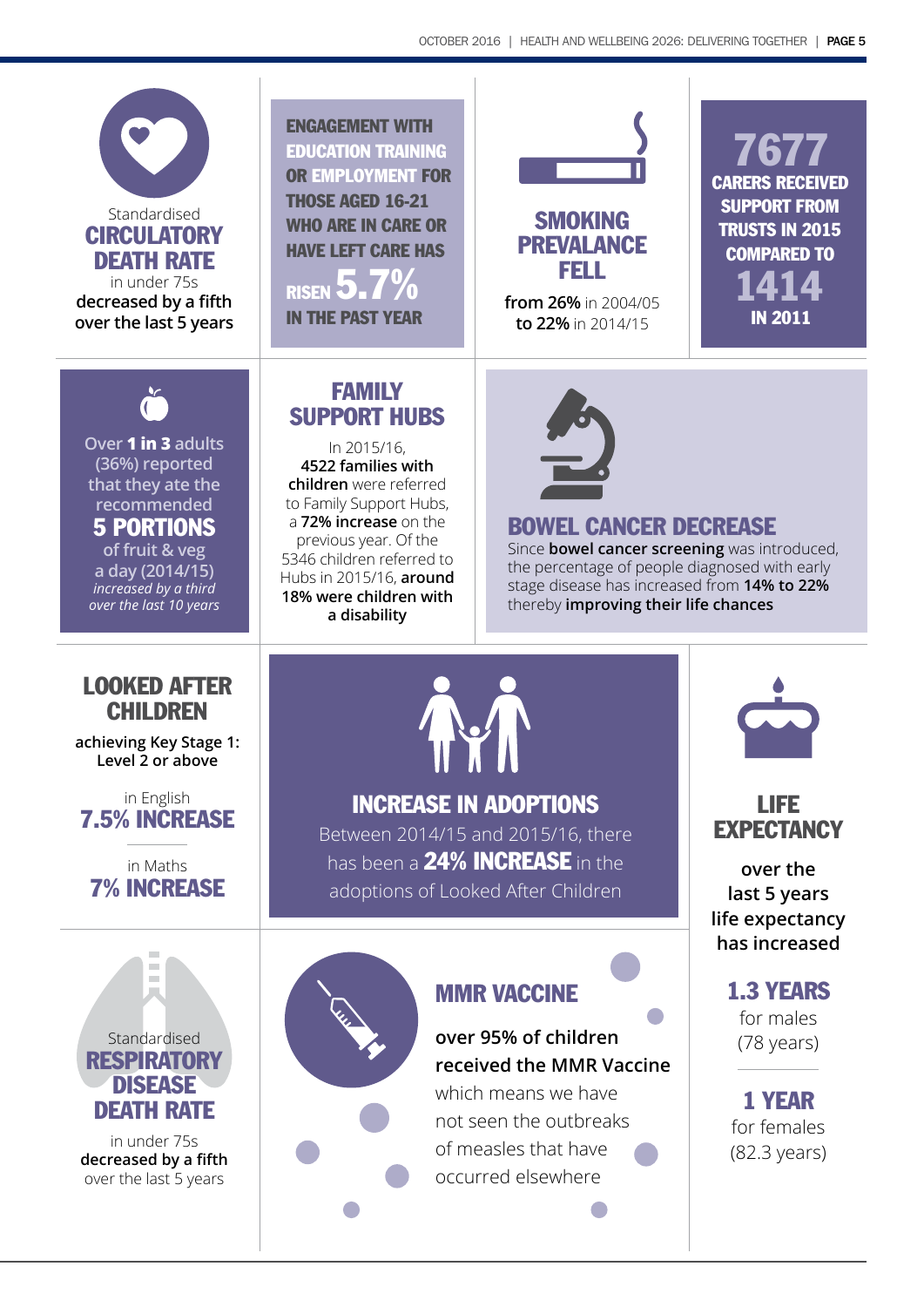Standardised **CIRCULATORY DEATH RATE** in under 75s **decreased by a fifth over the last 5 years**

**ENGAGEMENT WITH EDUCATION TRAINING OR EMPLOYMENT FOR THOSE AGED 16-21 WHO ARE IN CARE OR HAVE LEFT CARE HAS RISEN 5.7% IN THE PAST YEAR**

## SMOKING PREVALANCE FELL

**from 26%** in 2004/05 **to 22%** in 2014/15

**7677 CARERS RECEIVED SUPPORT FROM TRUSTS IN 2015 COMPARED TO 1414 IN 2011**

Over **1 in 3** adults (36%) reported that they ate the recommended **5 PORTIONS** of fruit & veg a day (2014/15) *increased by a third over the last 10 years*

## FAMILY SUPPORT HUBS

In 2015/16, **4522 families with children** were referred to Family Support Hubs, a **72% increase** on the previous year. Of the 5346 children referred to Hubs in 2015/16, **around 18% were children with a disability**

## BOWEL CANCER DECREASE

Since **bowel cancer screening** was introduced, the percentage of people diagnosed with early stage disease has increased from **14% to 22%** thereby **improving their life chances**

## LOOKED AFTER CHILDREN

**achieving Key Stage 1: Level 2 or above**

in English **7.5% INCREASE**

in Maths **7% INCREASE**

## INCREASE IN ADOPTIONS

Between 2014/15 and 2015/16, there has been a **24% INCREASE** in the adoptions of Looked After Children

## LIFE EXPECTANCY

**over the last 5 years life expectancy has increased**

**1.3 YEARS** for males (78 years)

**1 YEAR** for females (82.3 years)

Standardised **RESPIRATORY DISEASE DEATH RATE** in under 75s **decreased by a fifth** over the last 5 years

## MMR VACCINE

**over 95% of children received the MMR Vaccine** which means we have not seen the outbreaks of measles that have occurred elsewhere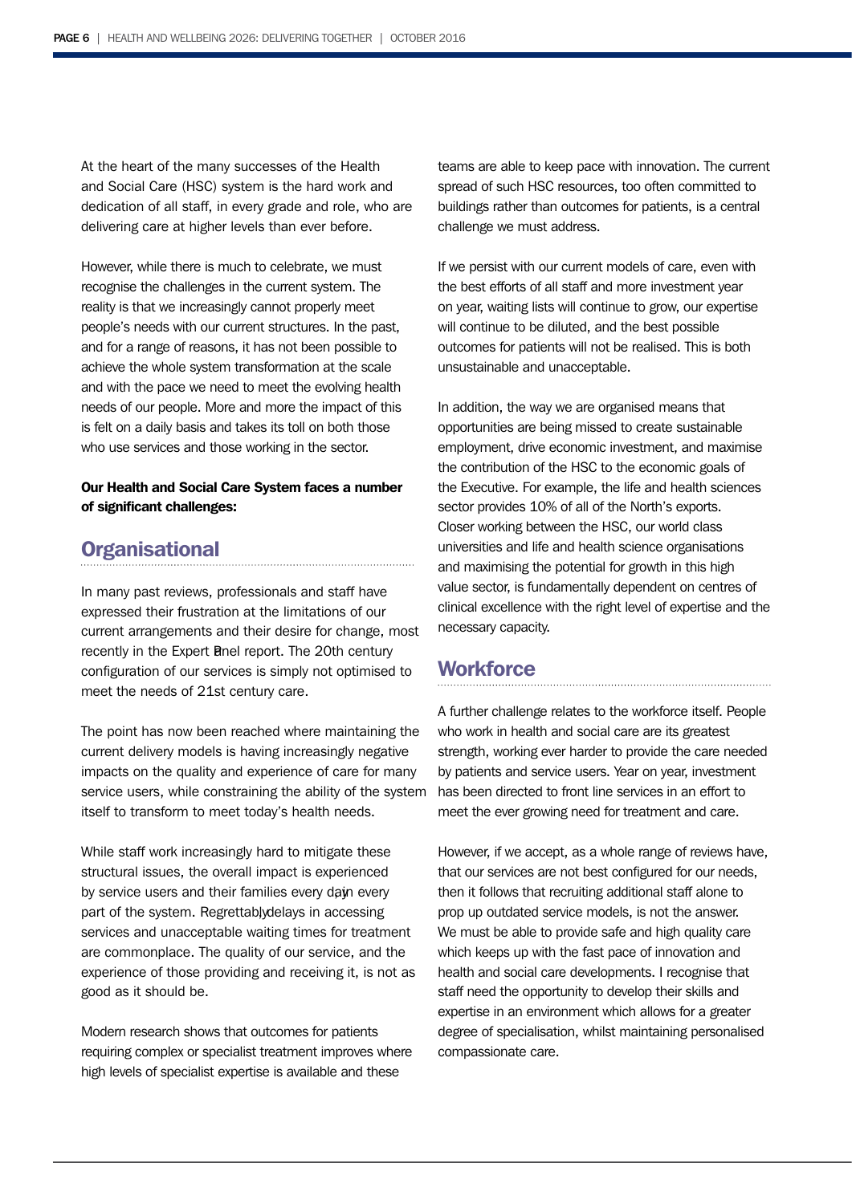At the heart of the many successes of the Health and Social Care (HSC) system is the hard work and dedication of all staff, in every grade and role, who are delivering care at higher levels than ever before.

However, while there is much to celebrate, we must recognise the challenges in the current system. The reality is that we increasingly cannot properly meet people's needs with our current structures. In the past, and for a range of reasons, it has not been possible to achieve the whole system transformation at the scale and with the pace we need to meet the evolving health needs of our people. More and more the impact of this is felt on a daily basis and takes its toll on both those who use services and those working in the sector.

**Our Health and Social Care System faces a number of significant challenges:**

## Organisational

In many past reviews, professionals and staff have expressed their frustration at the limitations of our current arrangements and their desire for change, most recently in the Expert Panel report. The 20th century configuration of our services is simply not optimised to meet the needs of 21st century care.

The point has now been reached where maintaining the current delivery models is having increasingly negative impacts on the quality and experience of care for many service users, while constraining the ability of the system itself to transform to meet today's health needs.

While staff work increasingly hard to mitigate these structural issues, the overall impact is experienced by service users and their families every day, in every part of the system. Regrettably, delays in accessing services and unacceptable waiting times for treatment are commonplace. The quality of our service, and the experience of those providing and receiving it, is not as good as it should be.

Modern research shows that outcomes for patients requiring complex or specialist treatment improves where high levels of specialist expertise is available and these teams are able to keep pace with innovation. The current spread of such HSC resources, too often committed to buildings rather than outcomes for patients, is a central challenge we must address.

If we persist with our current models of care, even with the best efforts of all staff and more investment year on year, waiting lists will continue to grow, our expertise will continue to be diluted, and the best possible outcomes for patients will not be realised. This is both unsustainable and unacceptable.

In addition, the way we are organised means that opportunities are being missed to create sustainable employment, drive economic investment, and maximise the contribution of the HSC to the economic goals of the Executive. For example, the life and health sciences sector provides 10% of all of the North's exports. Closer working between the HSC, our world class universities and life and health science organisations and maximising the potential for growth in this high value sector, is fundamentally dependent on centres of clinical excellence with the right level of expertise and the necessary capacity.

## Workforce

A further challenge relates to the workforce itself. People who work in health and social care are its greatest strength, working ever harder to provide the care needed by patients and service users. Year on year, investment has been directed to front line services in an effort to meet the ever growing need for treatment and care.

However, if we accept, as a whole range of reviews have, that our services are not best configured for our needs, then it follows that recruiting additional staff alone to prop up outdated service models, is not the answer. We must be able to provide safe and high quality care which keeps up with the fast pace of innovation and health and social care developments. I recognise that staff need the opportunity to develop their skills and expertise in an environment which allows for a greater degree of specialisation, whilst maintaining personalised compassionate care.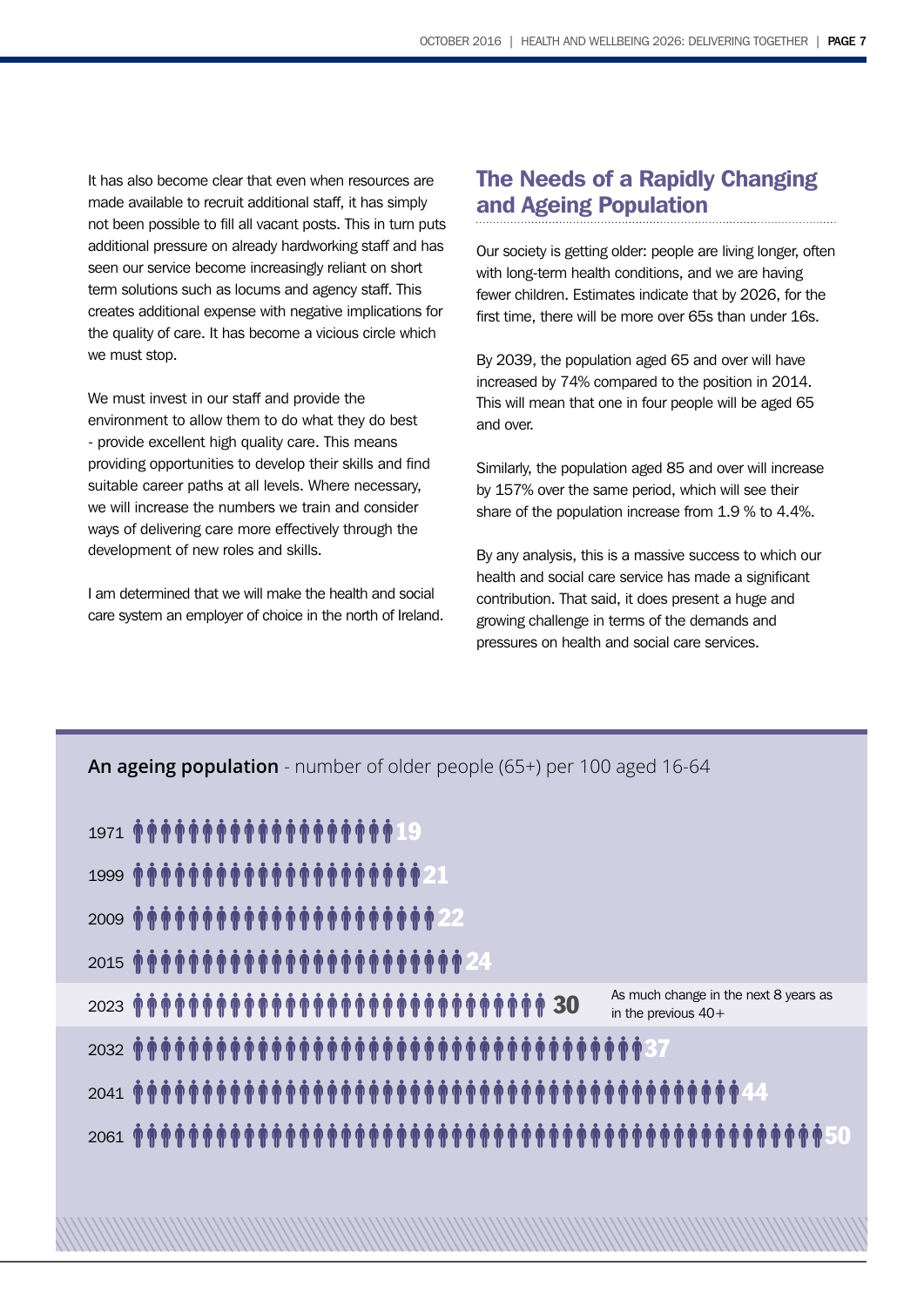It has also become clear that even when resources are made available to recruit additional staff, it has simply not been possible to fill all vacant posts. This in turn puts additional pressure on already hardworking staff and has seen our service become increasingly reliant on short term solutions such as locums and agency staff. This creates additional expense with negative implications for the quality of care. It has become a vicious circle which we must stop.

We must invest in our staff and provide the environment to allow them to do what they do best - provide excellent high quality care. This means providing opportunities to develop their skills and find suitable career paths at all levels. Where necessary, we will increase the numbers we train and consider ways of delivering care more effectively through the development of new roles and skills.

I am determined that we will make the health and social care system an employer of choice in the north of Ireland.

## The Needs of a Rapidly Changing and Ageing Population

Our society is getting older: people are living longer, often with long-term health conditions, and we are having fewer children. Estimates indicate that by 2026, for the first time, there will be more over 65s than under 16s.

By 2039, the population aged 65 and over will have increased by 74% compared to the position in 2014. This will mean that one in four people will be aged 65 and over.

Similarly, the population aged 85 and over will increase by 157% over the same period, which will see their share of the population increase from 1.9 % to 4.4%.

By any analysis, this is a massive success to which our health and social care service has made a significant contribution. That said, it does present a huge and growing challenge in terms of the demands and pressures on health and social care services.

**An ageing population** - number of older people (65+) per 100 aged 16-64

| Year | Number |
| --- | --- |
| 1971 | 19 |
| 1999 | 21 |
| 2009 | 22 |
| 2015 | 24 |
| 2023 | 30 |
| 2032 | 37 |
| 2041 | 44 |
| 2061 | 50 |

As much change in the next 8 years as in the previous 40+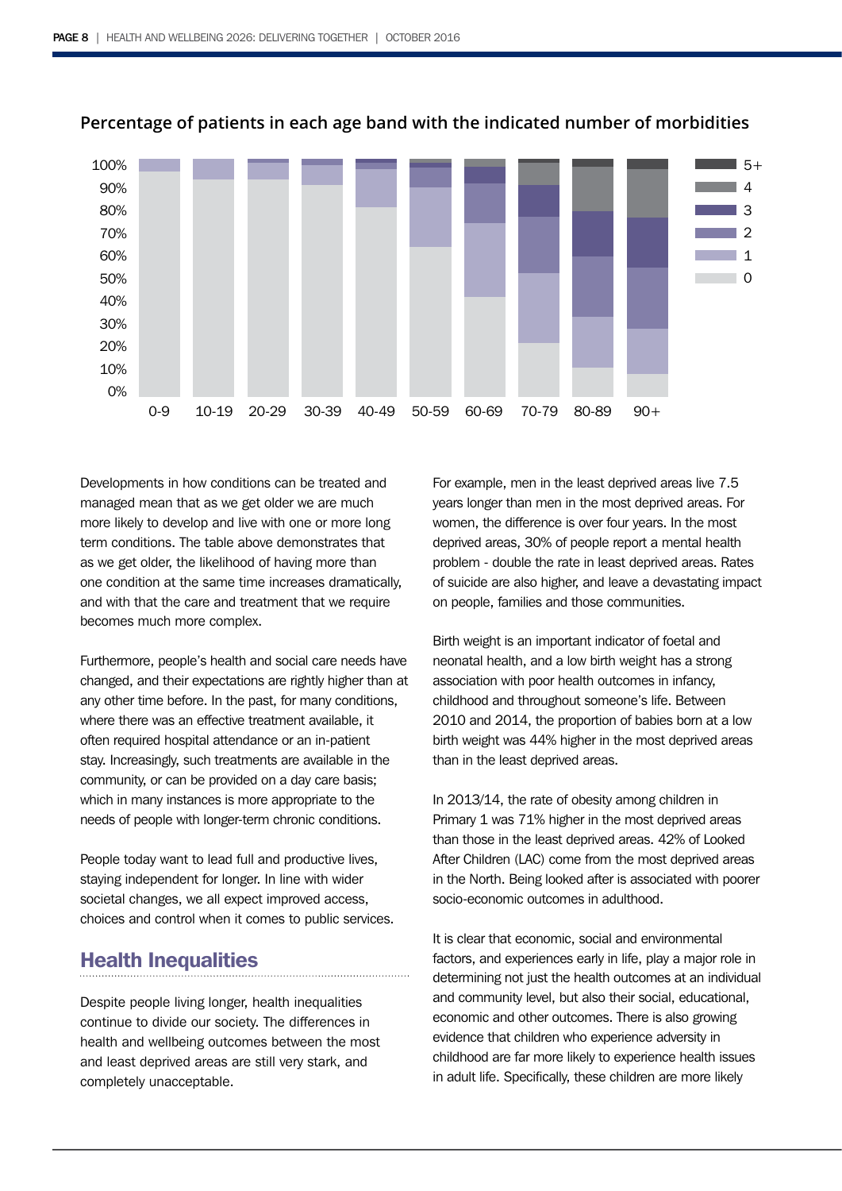**Percentage of patients in each age band with the indicated number of morbidities**

Developments in how conditions can be treated and managed mean that as we get older we are much more likely to develop and live with one or more long term conditions. The table above demonstrates that as we get older, the likelihood of having more than one condition at the same time increases dramatically, and with that the care and treatment that we require becomes much more complex.

Furthermore, people's health and social care needs have changed, and their expectations are rightly higher than at any other time before. In the past, for many conditions, where there was an effective treatment available, it often required hospital attendance or an in-patient stay. Increasingly, such treatments are available in the community, or can be provided on a day care basis; which in many instances is more appropriate to the needs of people with longer-term chronic conditions.

People today want to lead full and productive lives, staying independent for longer. In line with wider societal changes, we all expect improved access, choices and control when it comes to public services.

## Health Inequalities

Despite people living longer, health inequalities continue to divide our society. The differences in health and wellbeing outcomes between the most and least deprived areas are still very stark, and completely unacceptable.

For example, men in the least deprived areas live 7.5 years longer than men in the most deprived areas. For women, the difference is over four years. In the most deprived areas, 30% of people report a mental health problem - double the rate in least deprived areas. Rates of suicide are also higher, and leave a devastating impact on people, families and those communities.

Birth weight is an important indicator of foetal and neonatal health, and a low birth weight has a strong association with poor health outcomes in infancy, childhood and throughout someone's life. Between 2010 and 2014, the proportion of babies born at a low birth weight was 44% higher in the most deprived areas than in the least deprived areas.

In 2013/14, the rate of obesity among children in Primary 1 was 71% higher in the most deprived areas than those in the least deprived areas. 42% of Looked After Children (LAC) come from the most deprived areas in the North. Being looked after is associated with poorer socio-economic outcomes in adulthood.

It is clear that economic, social and environmental factors, and experiences early in life, play a major role in determining not just the health outcomes at an individual and community level, but also their social, educational, economic and other outcomes. There is also growing evidence that children who experience adversity in childhood are far more likely to experience health issues in adult life. Specifically, these children are more likely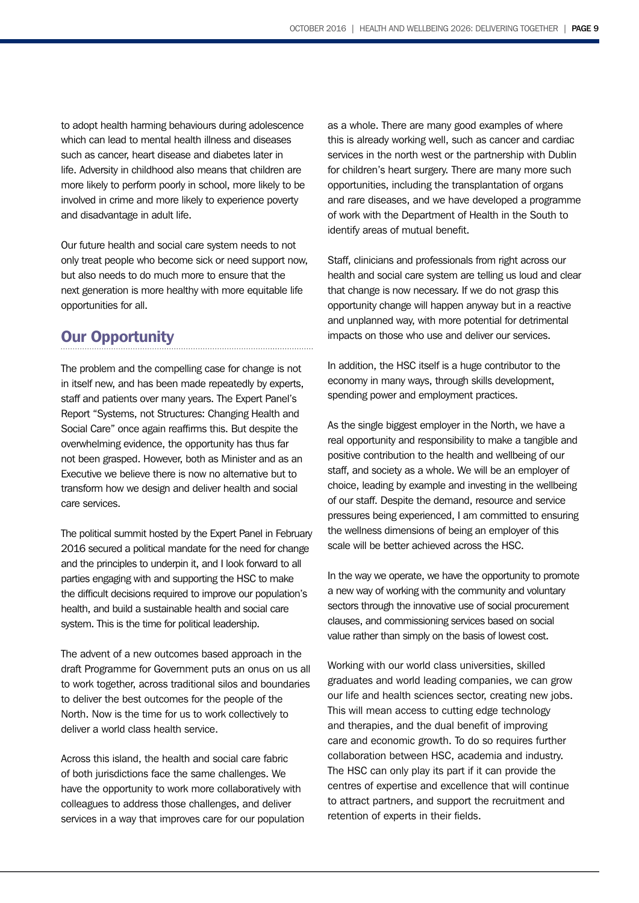to adopt health harming behaviours during adolescence which can lead to mental health illness and diseases such as cancer, heart disease and diabetes later in life. Adversity in childhood also means that children are more likely to perform poorly in school, more likely to be involved in crime and more likely to experience poverty and disadvantage in adult life.

Our future health and social care system needs to not only treat people who become sick or need support now, but also needs to do much more to ensure that the next generation is more healthy with more equitable life opportunities for all.

## Our Opportunity

The problem and the compelling case for change is not in itself new, and has been made repeatedly by experts, staff and patients over many years. The Expert Panel's Report "Systems, not Structures: Changing Health and Social Care" once again reaffirms this. But despite the overwhelming evidence, the opportunity has thus far not been grasped. However, both as Minister and as an Executive we believe there is now no alternative but to transform how we design and deliver health and social care services.

The political summit hosted by the Expert Panel in February 2016 secured a political mandate for the need for change and the principles to underpin it, and I look forward to all parties engaging with and supporting the HSC to make the difficult decisions required to improve our population's health, and build a sustainable health and social care system. This is the time for political leadership.

The advent of a new outcomes based approach in the draft Programme for Government puts an onus on us all to work together, across traditional silos and boundaries to deliver the best outcomes for the people of the North. Now is the time for us to work collectively to deliver a world class health service.

Across this island, the health and social care fabric of both jurisdictions face the same challenges. We have the opportunity to work more collaboratively with colleagues to address those challenges, and deliver services in a way that improves care for our population as a whole. There are many good examples of where this is already working well, such as cancer and cardiac services in the north west or the partnership with Dublin for children's heart surgery. There are many more such opportunities, including the transplantation of organs and rare diseases, and we have developed a programme of work with the Department of Health in the South to identify areas of mutual benefit.

Staff, clinicians and professionals from right across our health and social care system are telling us loud and clear that change is now necessary. If we do not grasp this opportunity change will happen anyway but in a reactive and unplanned way, with more potential for detrimental impacts on those who use and deliver our services.

In addition, the HSC itself is a huge contributor to the economy in many ways, through skills development, spending power and employment practices.

As the single biggest employer in the North, we have a real opportunity and responsibility to make a tangible and positive contribution to the health and wellbeing of our staff, and society as a whole. We will be an employer of choice, leading by example and investing in the wellbeing of our staff. Despite the demand, resource and service pressures being experienced, I am committed to ensuring the wellness dimensions of being an employer of this scale will be better achieved across the HSC.

In the way we operate, we have the opportunity to promote a new way of working with the community and voluntary sectors through the innovative use of social procurement clauses, and commissioning services based on social value rather than simply on the basis of lowest cost.

Working with our world class universities, skilled graduates and world leading companies, we can grow our life and health sciences sector, creating new jobs. This will mean access to cutting edge technology and therapies, and the dual benefit of improving care and economic growth. To do so requires further collaboration between HSC, academia and industry. The HSC can only play its part if it can provide the centres of expertise and excellence that will continue to attract partners, and support the recruitment and retention of experts in their fields.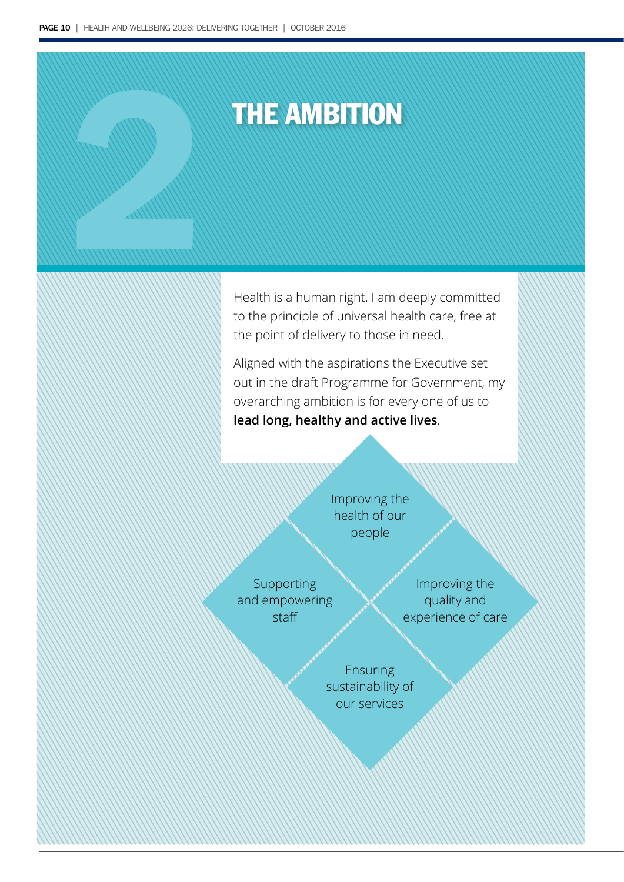# 2 THE AMBITION

Health is a human right. I am deeply committed to the principle of universal health care, free at the point of delivery to those in need.

Aligned with the aspirations the Executive set out in the draft Programme for Government, my overarching ambition is for every one of us to **lead long, healthy and active lives**.

- Improving the health of our people
- Supporting and empowering staff
- Improving the quality and experience of care
- Ensuring sustainability of our services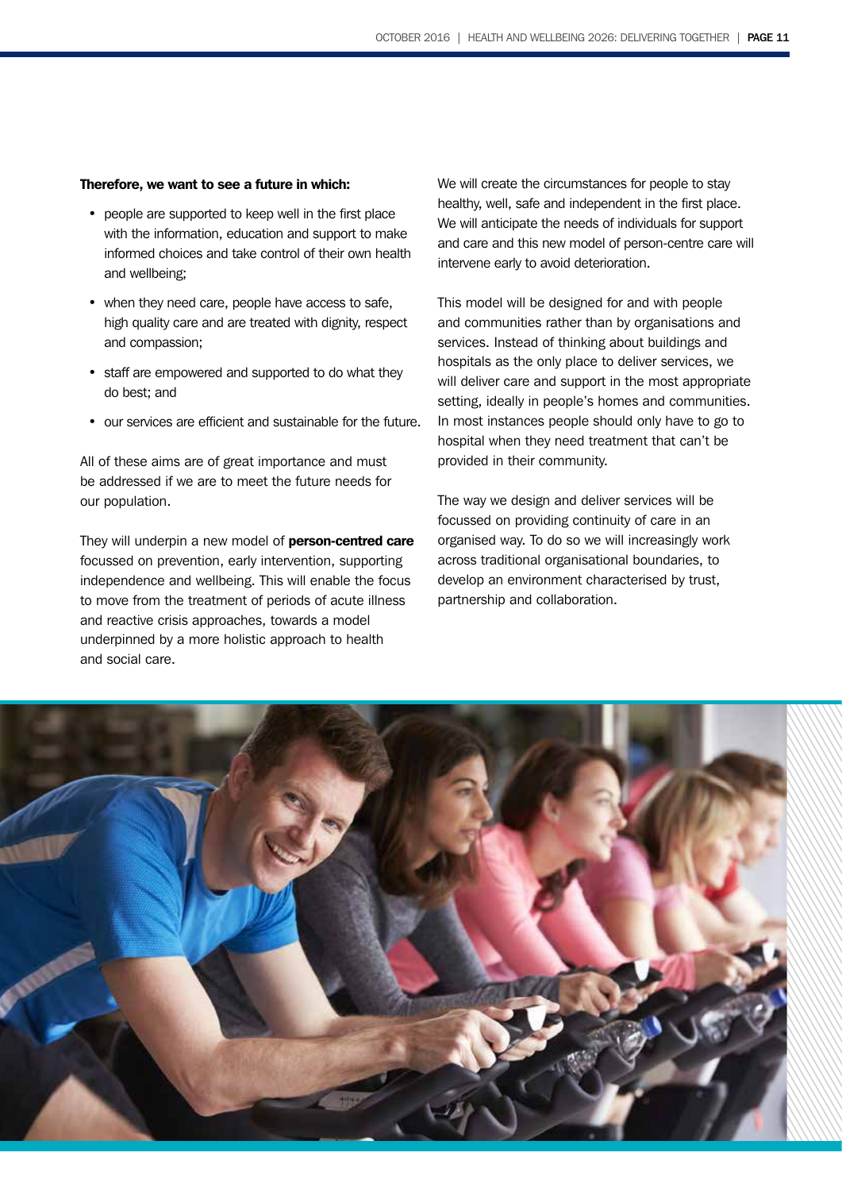**Therefore, we want to see a future in which:**

- people are supported to keep well in the first place with the information, education and support to make informed choices and take control of their own health and wellbeing;
- when they need care, people have access to safe, high quality care and are treated with dignity, respect and compassion;
- staff are empowered and supported to do what they do best; and
- our services are efficient and sustainable for the future.

All of these aims are of great importance and must be addressed if we are to meet the future needs for our population.

They will underpin a new model of **person-centred care** focussed on prevention, early intervention, supporting independence and wellbeing. This will enable the focus to move from the treatment of periods of acute illness and reactive crisis approaches, towards a model underpinned by a more holistic approach to health and social care.

We will create the circumstances for people to stay healthy, well, safe and independent in the first place. We will anticipate the needs of individuals for support and care and this new model of person-centre care will intervene early to avoid deterioration.

This model will be designed for and with people and communities rather than by organisations and services. Instead of thinking about buildings and hospitals as the only place to deliver services, we will deliver care and support in the most appropriate setting, ideally in people's homes and communities. In most instances people should only have to go to hospital when they need treatment that can't be provided in their community.

The way we design and deliver services will be focussed on providing continuity of care in an organised way. To do so we will increasingly work across traditional organisational boundaries, to develop an environment characterised by trust, partnership and collaboration.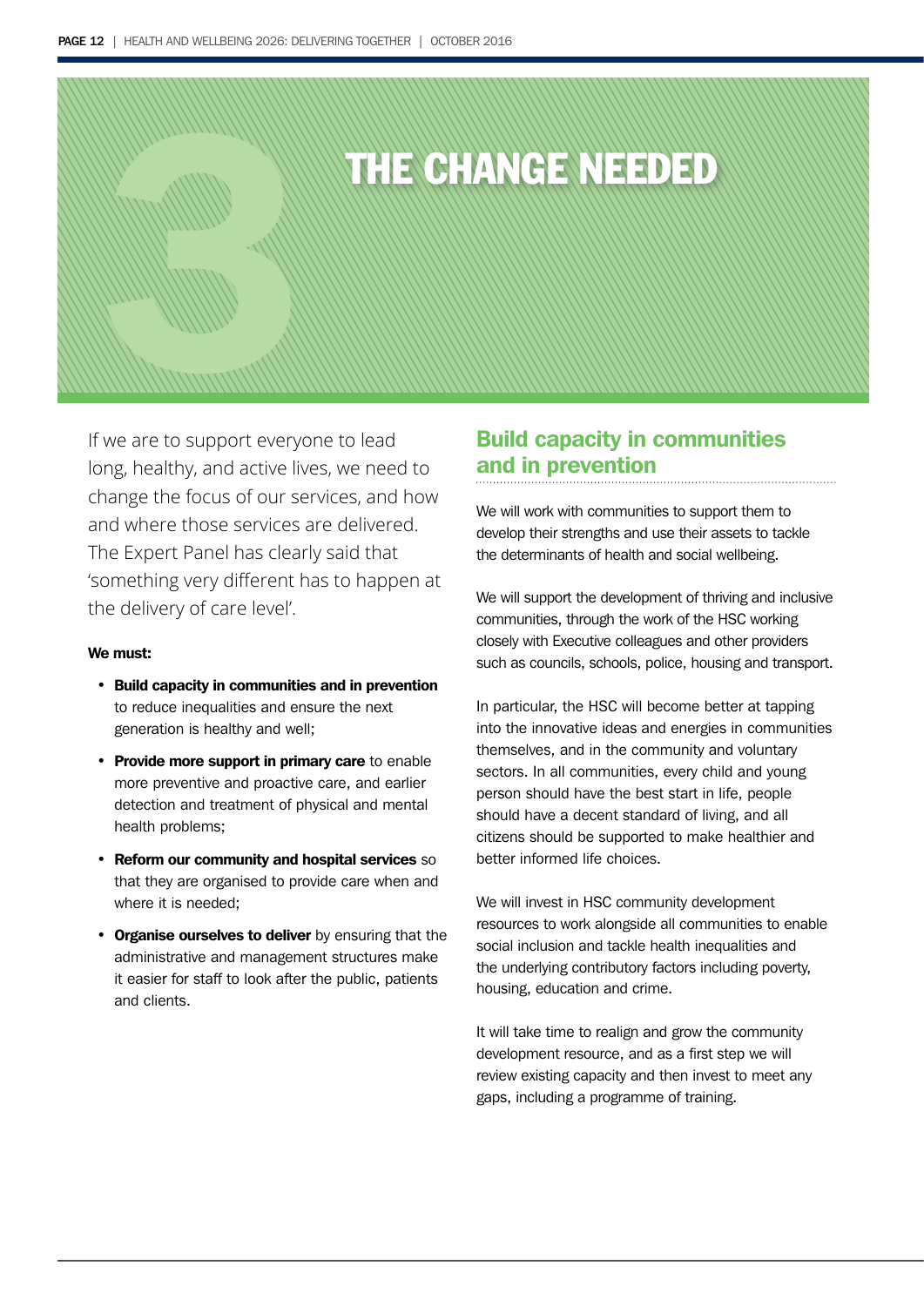# 3 THE CHANGE NEEDED

If we are to support everyone to lead long, healthy, and active lives, we need to change the focus of our services, and how and where those services are delivered. The Expert Panel has clearly said that 'something very different has to happen at the delivery of care level'.

**We must:**

- **Build capacity in communities and in prevention** to reduce inequalities and ensure the next generation is healthy and well;
- **Provide more support in primary care** to enable more preventive and proactive care, and earlier detection and treatment of physical and mental health problems;
- **Reform our community and hospital services** so that they are organised to provide care when and where it is needed;
- **Organise ourselves to deliver** by ensuring that the administrative and management structures make it easier for staff to look after the public, patients and clients.

## Build capacity in communities and in prevention

We will work with communities to support them to develop their strengths and use their assets to tackle the determinants of health and social wellbeing.

We will support the development of thriving and inclusive communities, through the work of the HSC working closely with Executive colleagues and other providers such as councils, schools, police, housing and transport.

In particular, the HSC will become better at tapping into the innovative ideas and energies in communities themselves, and in the community and voluntary sectors. In all communities, every child and young person should have the best start in life, people should have a decent standard of living, and all citizens should be supported to make healthier and better informed life choices.

We will invest in HSC community development resources to work alongside all communities to enable social inclusion and tackle health inequalities and the underlying contributory factors including poverty, housing, education and crime.

It will take time to realign and grow the community development resource, and as a first step we will review existing capacity and then invest to meet any gaps, including a programme of training.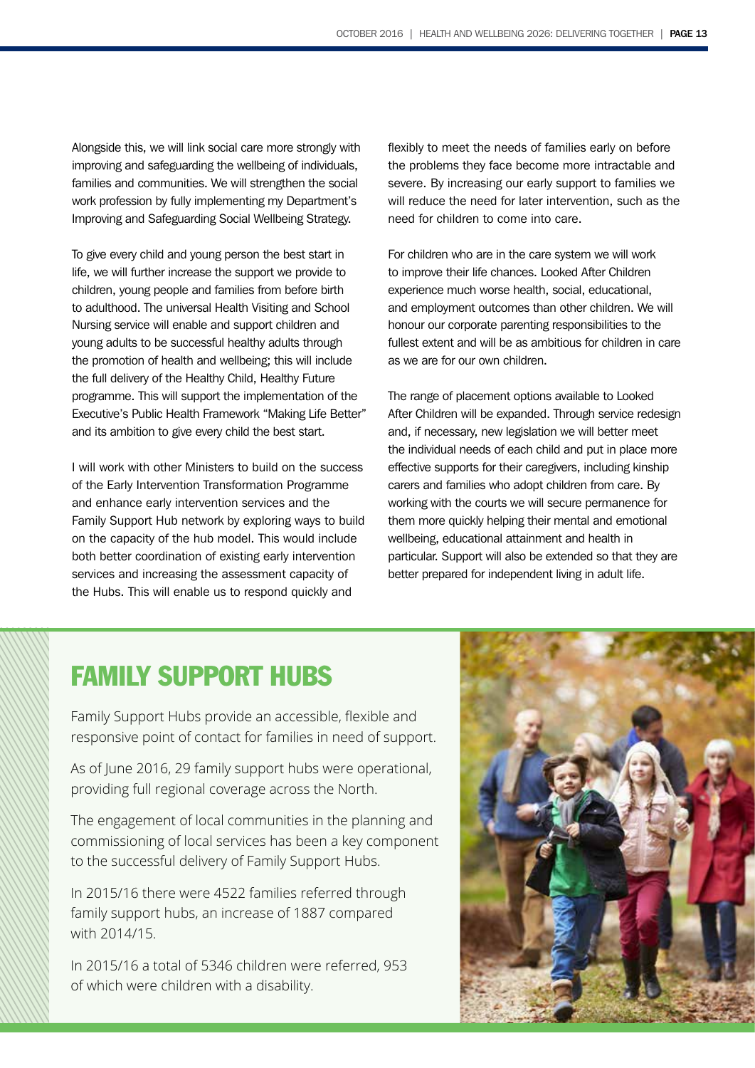Alongside this, we will link social care more strongly with improving and safeguarding the wellbeing of individuals, families and communities. We will strengthen the social work profession by fully implementing my Department's Improving and Safeguarding Social Wellbeing Strategy.

To give every child and young person the best start in life, we will further increase the support we provide to children, young people and families from before birth to adulthood. The universal Health Visiting and School Nursing service will enable and support children and young adults to be successful healthy adults through the promotion of health and wellbeing; this will include the full delivery of the Healthy Child, Healthy Future programme. This will support the implementation of the Executive's Public Health Framework "Making Life Better" and its ambition to give every child the best start.

I will work with other Ministers to build on the success of the Early Intervention Transformation Programme and enhance early intervention services and the Family Support Hub network by exploring ways to build on the capacity of the hub model. This would include both better coordination of existing early intervention services and increasing the assessment capacity of the Hubs. This will enable us to respond quickly and flexibly to meet the needs of families early on before the problems they face become more intractable and severe. By increasing our early support to families we will reduce the need for later intervention, such as the need for children to come into care.

For children who are in the care system we will work to improve their life chances. Looked After Children experience much worse health, social, educational, and employment outcomes than other children. We will honour our corporate parenting responsibilities to the fullest extent and will be as ambitious for children in care as we are for our own children.

The range of placement options available to Looked After Children will be expanded. Through service redesign and, if necessary, new legislation we will better meet the individual needs of each child and put in place more effective supports for their caregivers, including kinship carers and families who adopt children from care. By working with the courts we will secure permanence for them more quickly helping their mental and emotional wellbeing, educational attainment and health in particular. Support will also be extended so that they are better prepared for independent living in adult life.

## FAMILY SUPPORT HUBS

Family Support Hubs provide an accessible, flexible and responsive point of contact for families in need of support.

As of June 2016, 29 family support hubs were operational, providing full regional coverage across the North.

The engagement of local communities in the planning and commissioning of local services has been a key component to the successful delivery of Family Support Hubs.

In 2015/16 there were 4522 families referred through family support hubs, an increase of 1887 compared with 2014/15.

In 2015/16 a total of 5346 children were referred, 953 of which were children with a disability.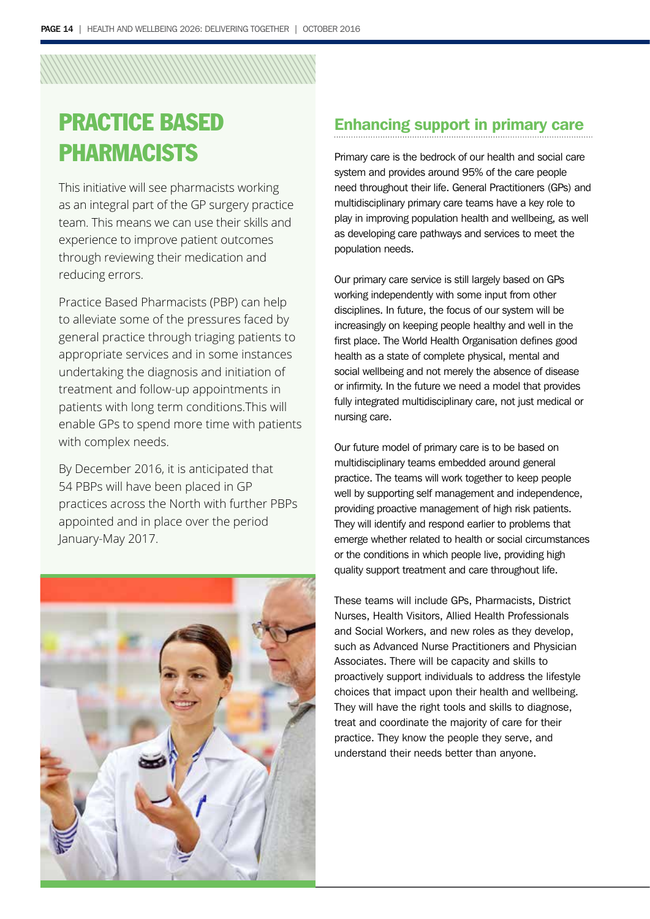# PRACTICE BASED PHARMACISTS

This initiative will see pharmacists working as an integral part of the GP surgery practice team. This means we can use their skills and experience to improve patient outcomes through reviewing their medication and reducing errors.

Practice Based Pharmacists (PBP) can help to alleviate some of the pressures faced by general practice through triaging patients to appropriate services and in some instances undertaking the diagnosis and initiation of treatment and follow-up appointments in patients with long term conditions.This will enable GPs to spend more time with patients with complex needs.

By December 2016, it is anticipated that 54 PBPs will have been placed in GP practices across the North with further PBPs appointed and in place over the period January-May 2017.

## Enhancing support in primary care

Primary care is the bedrock of our health and social care system and provides around 95% of the care people need throughout their life. General Practitioners (GPs) and multidisciplinary primary care teams have a key role to play in improving population health and wellbeing, as well as developing care pathways and services to meet the population needs.

Our primary care service is still largely based on GPs working independently with some input from other disciplines. In future, the focus of our system will be increasingly on keeping people healthy and well in the first place. The World Health Organisation defines good health as a state of complete physical, mental and social wellbeing and not merely the absence of disease or infirmity. In the future we need a model that provides fully integrated multidisciplinary care, not just medical or nursing care.

Our future model of primary care is to be based on multidisciplinary teams embedded around general practice. The teams will work together to keep people well by supporting self management and independence, providing proactive management of high risk patients. They will identify and respond earlier to problems that emerge whether related to health or social circumstances or the conditions in which people live, providing high quality support treatment and care throughout life.

These teams will include GPs, Pharmacists, District Nurses, Health Visitors, Allied Health Professionals and Social Workers, and new roles as they develop, such as Advanced Nurse Practitioners and Physician Associates. There will be capacity and skills to proactively support individuals to address the lifestyle choices that impact upon their health and wellbeing. They will have the right tools and skills to diagnose, treat and coordinate the majority of care for their practice. They know the people they serve, and understand their needs better than anyone.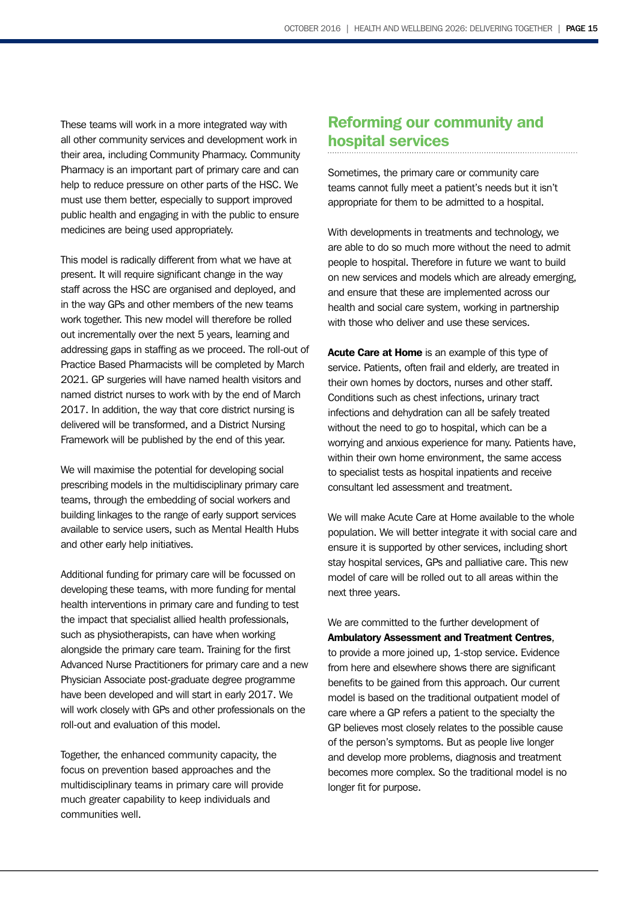These teams will work in a more integrated way with all other community services and development work in their area, including Community Pharmacy. Community Pharmacy is an important part of primary care and can help to reduce pressure on other parts of the HSC. We must use them better, especially to support improved public health and engaging in with the public to ensure medicines are being used appropriately.

This model is radically different from what we have at present. It will require significant change in the way staff across the HSC are organised and deployed, and in the way GPs and other members of the new teams work together. This new model will therefore be rolled out incrementally over the next 5 years, learning and addressing gaps in staffing as we proceed. The roll-out of Practice Based Pharmacists will be completed by March 2021. GP surgeries will have named health visitors and named district nurses to work with by the end of March 2017. In addition, the way that core district nursing is delivered will be transformed, and a District Nursing Framework will be published by the end of this year.

We will maximise the potential for developing social prescribing models in the multidisciplinary primary care teams, through the embedding of social workers and building linkages to the range of early support services available to service users, such as Mental Health Hubs and other early help initiatives.

Additional funding for primary care will be focussed on developing these teams, with more funding for mental health interventions in primary care and funding to test the impact that specialist allied health professionals, such as physiotherapists, can have when working alongside the primary care team. Training for the first Advanced Nurse Practitioners for primary care and a new Physician Associate post-graduate degree programme have been developed and will start in early 2017. We will work closely with GPs and other professionals on the roll-out and evaluation of this model.

Together, the enhanced community capacity, the focus on prevention based approaches and the multidisciplinary teams in primary care will provide much greater capability to keep individuals and communities well.

## Reforming our community and hospital services

Sometimes, the primary care or community care teams cannot fully meet a patient's needs but it isn't appropriate for them to be admitted to a hospital.

With developments in treatments and technology, we are able to do so much more without the need to admit people to hospital. Therefore in future we want to build on new services and models which are already emerging, and ensure that these are implemented across our health and social care system, working in partnership with those who deliver and use these services.

**Acute Care at Home** is an example of this type of service. Patients, often frail and elderly, are treated in their own homes by doctors, nurses and other staff. Conditions such as chest infections, urinary tract infections and dehydration can all be safely treated without the need to go to hospital, which can be a worrying and anxious experience for many. Patients have, within their own home environment, the same access to specialist tests as hospital inpatients and receive consultant led assessment and treatment.

We will make Acute Care at Home available to the whole population. We will better integrate it with social care and ensure it is supported by other services, including short stay hospital services, GPs and palliative care. This new model of care will be rolled out to all areas within the next three years.

We are committed to the further development of **Ambulatory Assessment and Treatment Centres**, to provide a more joined up, 1-stop service. Evidence from here and elsewhere shows there are significant benefits to be gained from this approach. Our current model is based on the traditional outpatient model of care where a GP refers a patient to the specialty the GP believes most closely relates to the possible cause of the person's symptoms. But as people live longer and develop more problems, diagnosis and treatment becomes more complex. So the traditional model is no longer fit for purpose.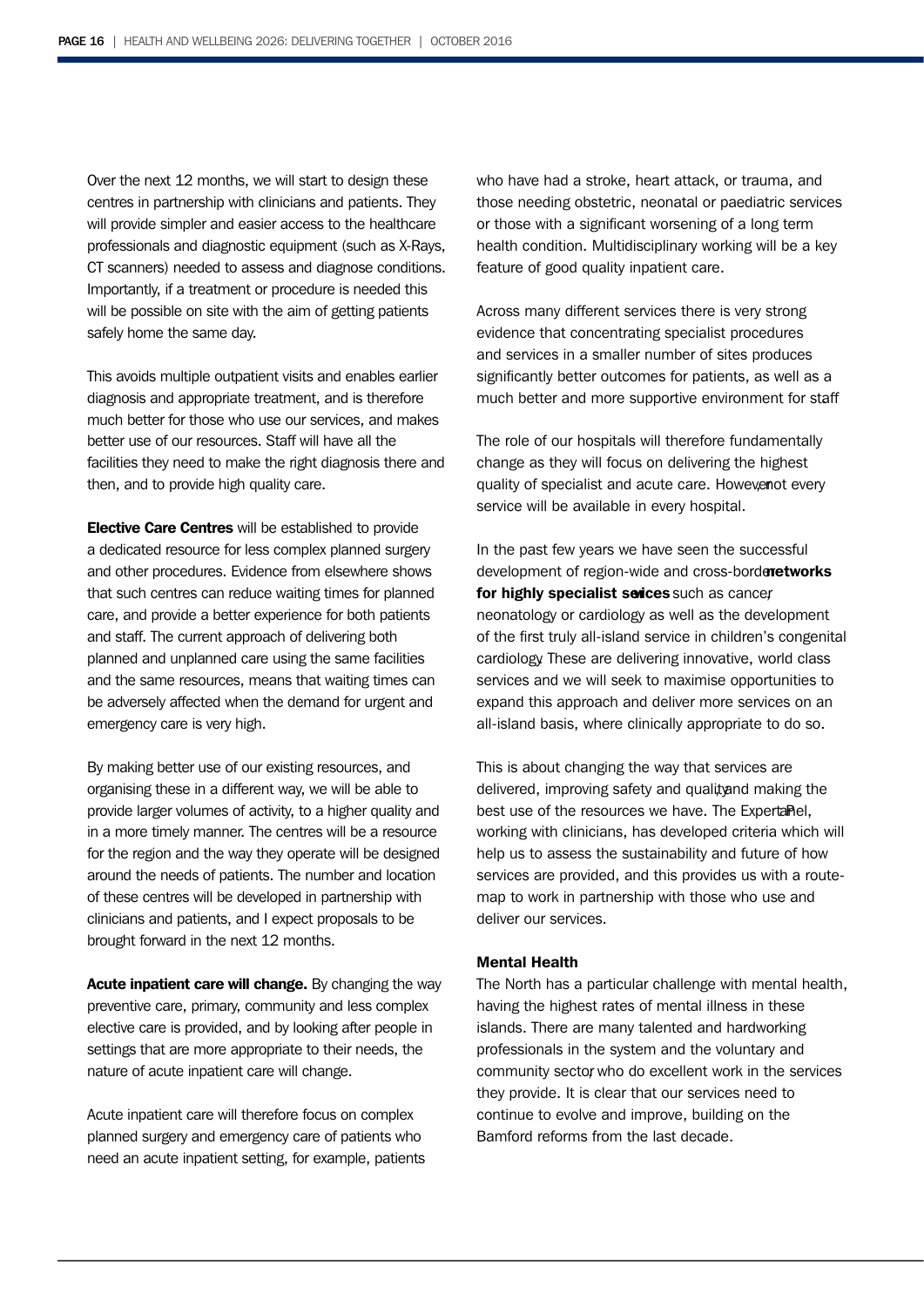Over the next 12 months, we will start to design these centres in partnership with clinicians and patients. They will provide simpler and easier access to the healthcare professionals and diagnostic equipment (such as X-Rays, CT scanners) needed to assess and diagnose conditions. Importantly, if a treatment or procedure is needed this will be possible on site with the aim of getting patients safely home the same day.

This avoids multiple outpatient visits and enables earlier diagnosis and appropriate treatment, and is therefore much better for those who use our services, and makes better use of our resources. Staff will have all the facilities they need to make the right diagnosis there and then, and to provide high quality care.

**Elective Care Centres** will be established to provide a dedicated resource for less complex planned surgery and other procedures. Evidence from elsewhere shows that such centres can reduce waiting times for planned care, and provide a better experience for both patients and staff. The current approach of delivering both planned and unplanned care using the same facilities and the same resources, means that waiting times can be adversely affected when the demand for urgent and emergency care is very high.

By making better use of our existing resources, and organising these in a different way, we will be able to provide larger volumes of activity, to a higher quality and in a more timely manner. The centres will be a resource for the region and the way they operate will be designed around the needs of patients. The number and location of these centres will be developed in partnership with clinicians and patients, and I expect proposals to be brought forward in the next 12 months.

**Acute inpatient care will change.** By changing the way preventive care, primary, community and less complex elective care is provided, and by looking after people in settings that are more appropriate to their needs, the nature of acute inpatient care will change.

Acute inpatient care will therefore focus on complex planned surgery and emergency care of patients who need an acute inpatient setting, for example, patients who have had a stroke, heart attack, or trauma, and those needing obstetric, neonatal or paediatric services or those with a significant worsening of a long term health condition. Multidisciplinary working will be a key feature of good quality inpatient care.

Across many different services there is very strong evidence that concentrating specialist procedures and services in a smaller number of sites produces significantly better outcomes for patients, as well as a much better and more supportive environment for staff

The role of our hospitals will therefore fundamentally change as they will focus on delivering the highest quality of specialist and acute care. However, not every service will be available in every hospital.

In the past few years we have seen the successful development of region-wide and cross-border **networks for highly specialist services** such as cancer, neonatology or cardiology as well as the development of the first truly all-island service in children's congenital cardiology. These are delivering innovative, world class services and we will seek to maximise opportunities to expand this approach and deliver more services on an all-island basis, where clinically appropriate to do so.

This is about changing the way that services are delivered, improving safety and quality, and making the best use of the resources we have. The Expert Panel, working with clinicians, has developed criteria which will help us to assess the sustainability and future of how services are provided, and this provides us with a route-map to work in partnership with those who use and deliver our services.

**Mental Health**

The North has a particular challenge with mental health, having the highest rates of mental illness in these islands. There are many talented and hardworking professionals in the system and the voluntary and community sector, who do excellent work in the services they provide. It is clear that our services need to continue to evolve and improve, building on the Bamford reforms from the last decade.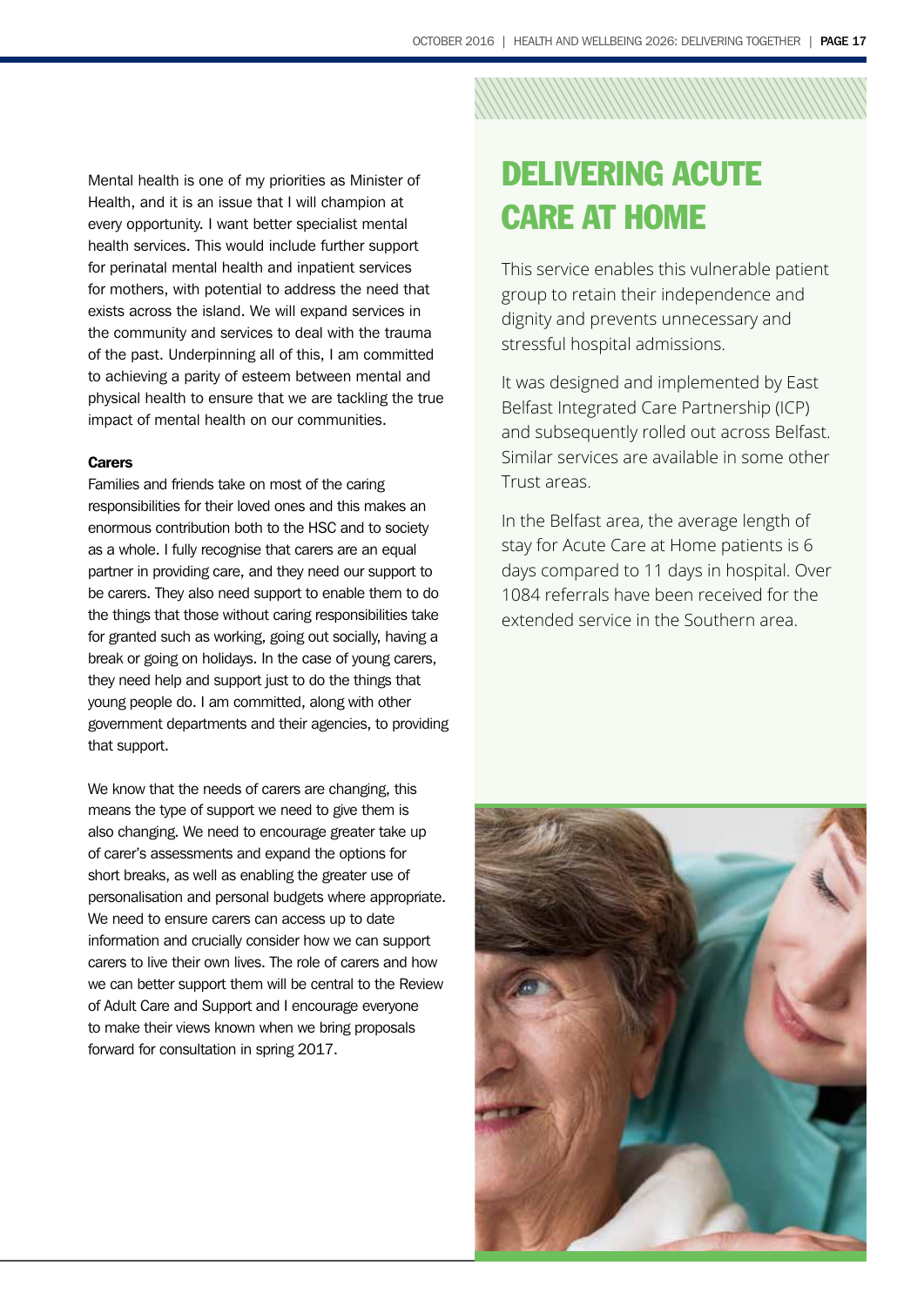Mental health is one of my priorities as Minister of Health, and it is an issue that I will champion at every opportunity. I want better specialist mental health services. This would include further support for perinatal mental health and inpatient services for mothers, with potential to address the need that exists across the island. We will expand services in the community and services to deal with the trauma of the past. Underpinning all of this, I am committed to achieving a parity of esteem between mental and physical health to ensure that we are tackling the true impact of mental health on our communities.

**Carers**

Families and friends take on most of the caring responsibilities for their loved ones and this makes an enormous contribution both to the HSC and to society as a whole. I fully recognise that carers are an equal partner in providing care, and they need our support to be carers. They also need support to enable them to do the things that those without caring responsibilities take for granted such as working, going out socially, having a break or going on holidays. In the case of young carers, they need help and support just to do the things that young people do. I am committed, along with other government departments and their agencies, to providing that support.

We know that the needs of carers are changing, this means the type of support we need to give them is also changing. We need to encourage greater take up of carer's assessments and expand the options for short breaks, as well as enabling the greater use of personalisation and personal budgets where appropriate. We need to ensure carers can access up to date information and crucially consider how we can support carers to live their own lives. The role of carers and how we can better support them will be central to the Review of Adult Care and Support and I encourage everyone to make their views known when we bring proposals forward for consultation in spring 2017.

## DELIVERING ACUTE CARE AT HOME

This service enables this vulnerable patient group to retain their independence and dignity and prevents unnecessary and stressful hospital admissions.

It was designed and implemented by East Belfast Integrated Care Partnership (ICP) and subsequently rolled out across Belfast. Similar services are available in some other Trust areas.

In the Belfast area, the average length of stay for Acute Care at Home patients is 6 days compared to 11 days in hospital. Over 1084 referrals have been received for the extended service in the Southern area.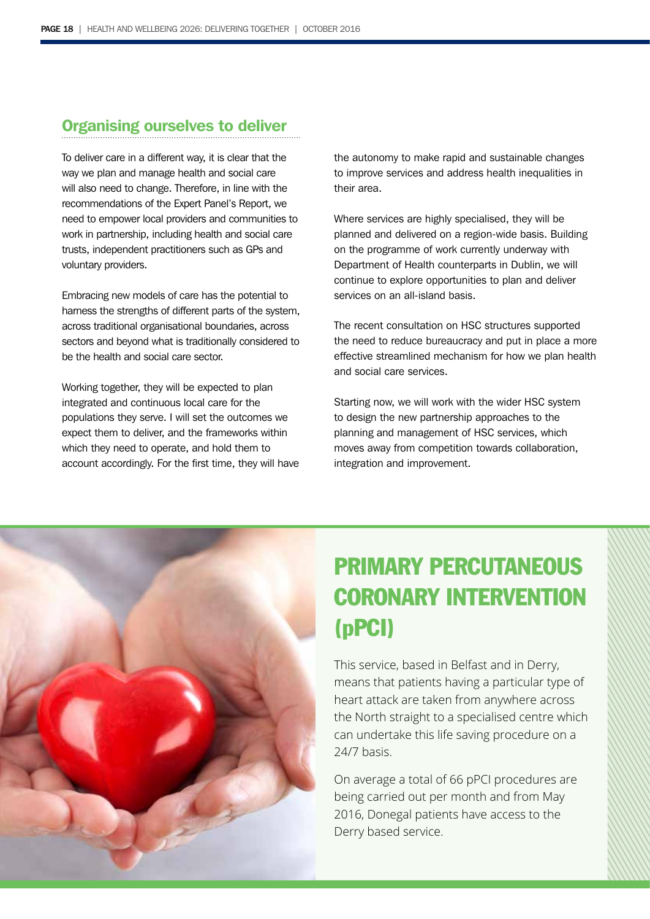## Organising ourselves to deliver

To deliver care in a different way, it is clear that the way we plan and manage health and social care will also need to change. Therefore, in line with the recommendations of the Expert Panel's Report, we need to empower local providers and communities to work in partnership, including health and social care trusts, independent practitioners such as GPs and voluntary providers.

Embracing new models of care has the potential to harness the strengths of different parts of the system, across traditional organisational boundaries, across sectors and beyond what is traditionally considered to be the health and social care sector.

Working together, they will be expected to plan integrated and continuous local care for the populations they serve. I will set the outcomes we expect them to deliver, and the frameworks within which they need to operate, and hold them to account accordingly. For the first time, they will have the autonomy to make rapid and sustainable changes to improve services and address health inequalities in their area.

Where services are highly specialised, they will be planned and delivered on a region-wide basis. Building on the programme of work currently underway with Department of Health counterparts in Dublin, we will continue to explore opportunities to plan and deliver services on an all-island basis.

The recent consultation on HSC structures supported the need to reduce bureaucracy and put in place a more effective streamlined mechanism for how we plan health and social care services.

Starting now, we will work with the wider HSC system to design the new partnership approaches to the planning and management of HSC services, which moves away from competition towards collaboration, integration and improvement.

## PRIMARY PERCUTANEOUS CORONARY INTERVENTION (pPCI)

This service, based in Belfast and in Derry, means that patients having a particular type of heart attack are taken from anywhere across the North straight to a specialised centre which can undertake this life saving procedure on a 24/7 basis.

On average a total of 66 pPCI procedures are being carried out per month and from May 2016, Donegal patients have access to the Derry based service.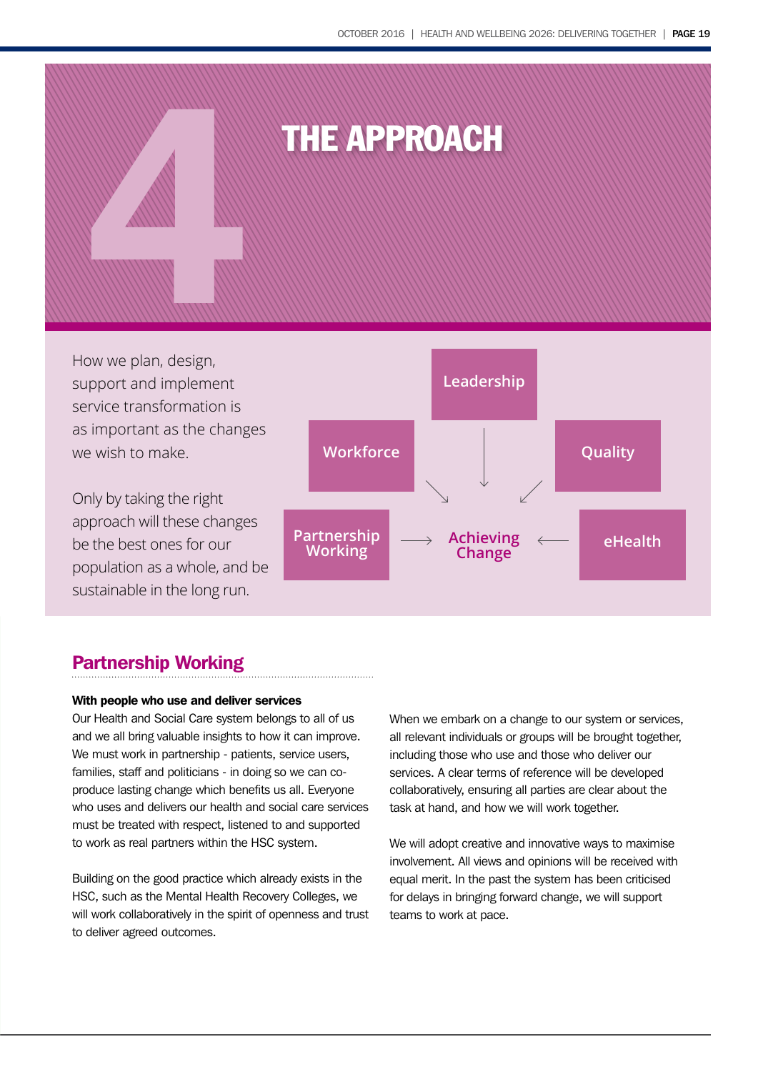# 4 THE APPROACH

How we plan, design, support and implement service transformation is as important as the changes we wish to make.

Only by taking the right approach will these changes be the best ones for our population as a whole, and be sustainable in the long run.

Leadership

Workforce

Quality

Partnership Working → Achieving Change ← eHealth

## Partnership Working

**With people who use and deliver services**

Our Health and Social Care system belongs to all of us and we all bring valuable insights to how it can improve. We must work in partnership - patients, service users, families, staff and politicians - in doing so we can co-produce lasting change which benefits us all. Everyone who uses and delivers our health and social care services must be treated with respect, listened to and supported to work as real partners within the HSC system.

Building on the good practice which already exists in the HSC, such as the Mental Health Recovery Colleges, we will work collaboratively in the spirit of openness and trust to deliver agreed outcomes.

When we embark on a change to our system or services, all relevant individuals or groups will be brought together, including those who use and those who deliver our services. A clear terms of reference will be developed collaboratively, ensuring all parties are clear about the task at hand, and how we will work together.

We will adopt creative and innovative ways to maximise involvement. All views and opinions will be received with equal merit. In the past the system has been criticised for delays in bringing forward change, we will support teams to work at pace.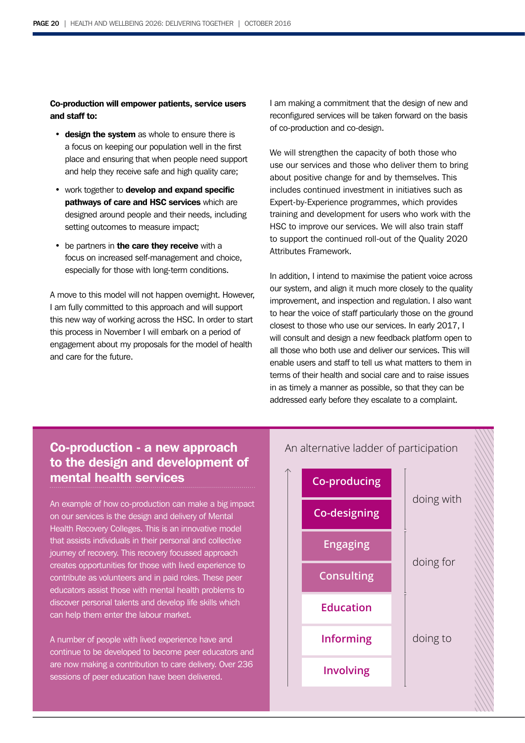**Co-production will empower patients, service users and staff to:**

- **design the system** as whole to ensure there is a focus on keeping our population well in the first place and ensuring that when people need support and help they receive safe and high quality care;
- work together to **develop and expand specific pathways of care and HSC services** which are designed around people and their needs, including setting outcomes to measure impact;
- be partners in **the care they receive** with a focus on increased self-management and choice, especially for those with long-term conditions.

A move to this model will not happen overnight. However, I am fully committed to this approach and will support this new way of working across the HSC. In order to start this process in November I will embark on a period of engagement about my proposals for the model of health and care for the future.

I am making a commitment that the design of new and reconfigured services will be taken forward on the basis of co-production and co-design.

We will strengthen the capacity of both those who use our services and those who deliver them to bring about positive change for and by themselves. This includes continued investment in initiatives such as Expert-by-Experience programmes, which provides training and development for users who work with the HSC to improve our services. We will also train staff to support the continued roll-out of the Quality 2020 Attributes Framework.

In addition, I intend to maximise the patient voice across our system, and align it much more closely to the quality improvement, and inspection and regulation. I also want to hear the voice of staff particularly those on the ground closest to those who use our services. In early 2017, I will consult and design a new feedback platform open to all those who both use and deliver our services. This will enable users and staff to tell us what matters to them in terms of their health and social care and to raise issues in as timely a manner as possible, so that they can be addressed early before they escalate to a complaint.

## Co-production - a new approach to the design and development of mental health services

An example of how co-production can make a big impact on our services is the design and delivery of Mental Health Recovery Colleges. This is an innovative model that assists individuals in their personal and collective journey of recovery. This recovery focussed approach creates opportunities for those with lived experience to contribute as volunteers and in paid roles. These peer educators assist those with mental health problems to discover personal talents and develop life skills which can help them enter the labour market.

A number of people with lived experience have and continue to be developed to become peer educators and are now making a contribution to care delivery. Over 236 sessions of peer education have been delivered.

**An alternative ladder of participation**

| Level | Category |
|---|---|
| Co-producing | doing with |
| Co-designing | doing with |
| Engaging | doing for |
| Consulting | doing for |
| Education | doing to |
| Informing | doing to |
| Involving | doing to |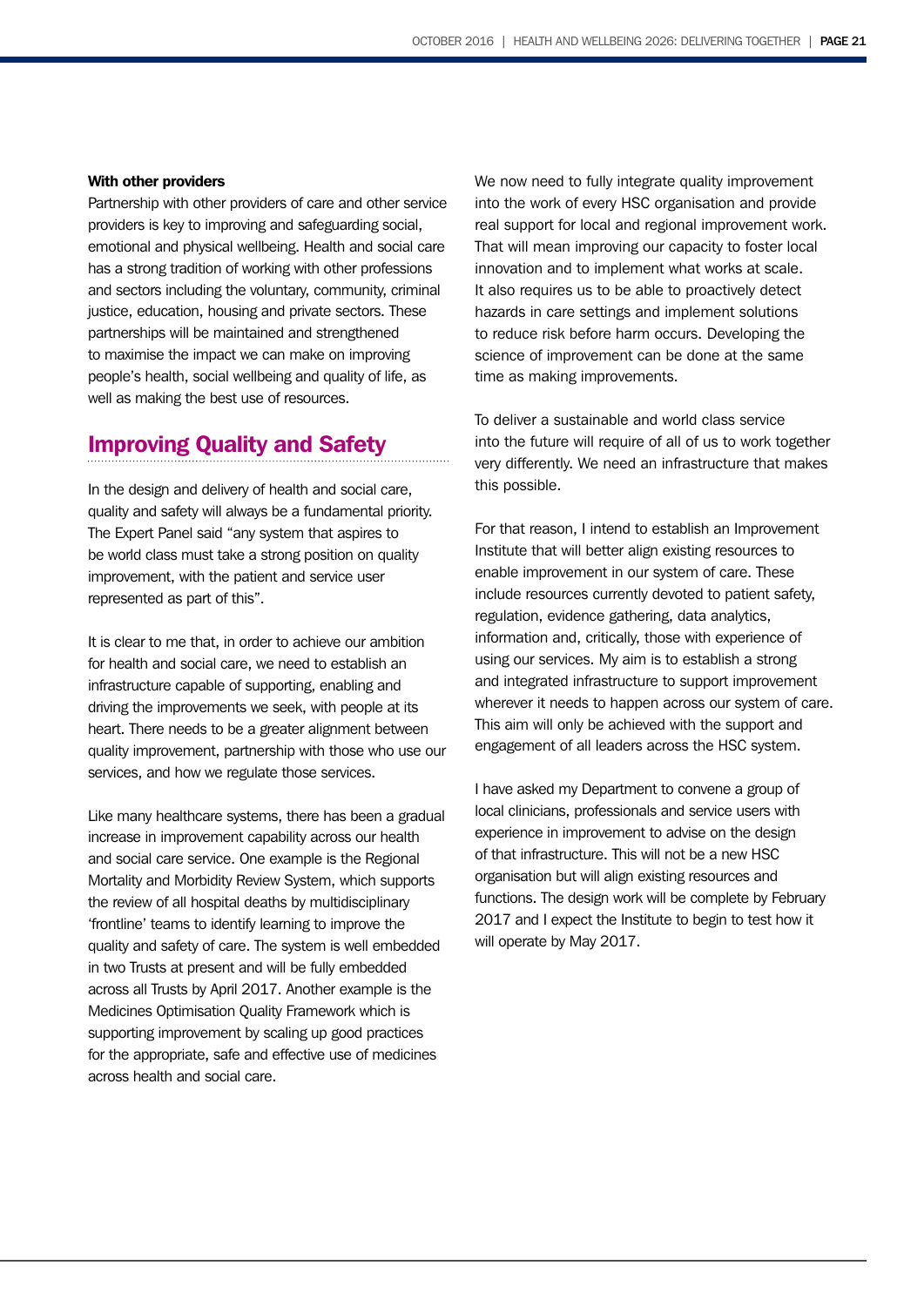**With other providers**

Partnership with other providers of care and other service providers is key to improving and safeguarding social, emotional and physical wellbeing. Health and social care has a strong tradition of working with other professions and sectors including the voluntary, community, criminal justice, education, housing and private sectors. These partnerships will be maintained and strengthened to maximise the impact we can make on improving people's health, social wellbeing and quality of life, as well as making the best use of resources.

## Improving Quality and Safety

In the design and delivery of health and social care, quality and safety will always be a fundamental priority. The Expert Panel said "any system that aspires to be world class must take a strong position on quality improvement, with the patient and service user represented as part of this".

It is clear to me that, in order to achieve our ambition for health and social care, we need to establish an infrastructure capable of supporting, enabling and driving the improvements we seek, with people at its heart. There needs to be a greater alignment between quality improvement, partnership with those who use our services, and how we regulate those services.

Like many healthcare systems, there has been a gradual increase in improvement capability across our health and social care service. One example is the Regional Mortality and Morbidity Review System, which supports the review of all hospital deaths by multidisciplinary 'frontline' teams to identify learning to improve the quality and safety of care. The system is well embedded in two Trusts at present and will be fully embedded across all Trusts by April 2017. Another example is the Medicines Optimisation Quality Framework which is supporting improvement by scaling up good practices for the appropriate, safe and effective use of medicines across health and social care.

We now need to fully integrate quality improvement into the work of every HSC organisation and provide real support for local and regional improvement work. That will mean improving our capacity to foster local innovation and to implement what works at scale. It also requires us to be able to proactively detect hazards in care settings and implement solutions to reduce risk before harm occurs. Developing the science of improvement can be done at the same time as making improvements.

To deliver a sustainable and world class service into the future will require of all of us to work together very differently. We need an infrastructure that makes this possible.

For that reason, I intend to establish an Improvement Institute that will better align existing resources to enable improvement in our system of care. These include resources currently devoted to patient safety, regulation, evidence gathering, data analytics, information and, critically, those with experience of using our services. My aim is to establish a strong and integrated infrastructure to support improvement wherever it needs to happen across our system of care. This aim will only be achieved with the support and engagement of all leaders across the HSC system.

I have asked my Department to convene a group of local clinicians, professionals and service users with experience in improvement to advise on the design of that infrastructure. This will not be a new HSC organisation but will align existing resources and functions. The design work will be complete by February 2017 and I expect the Institute to begin to test how it will operate by May 2017.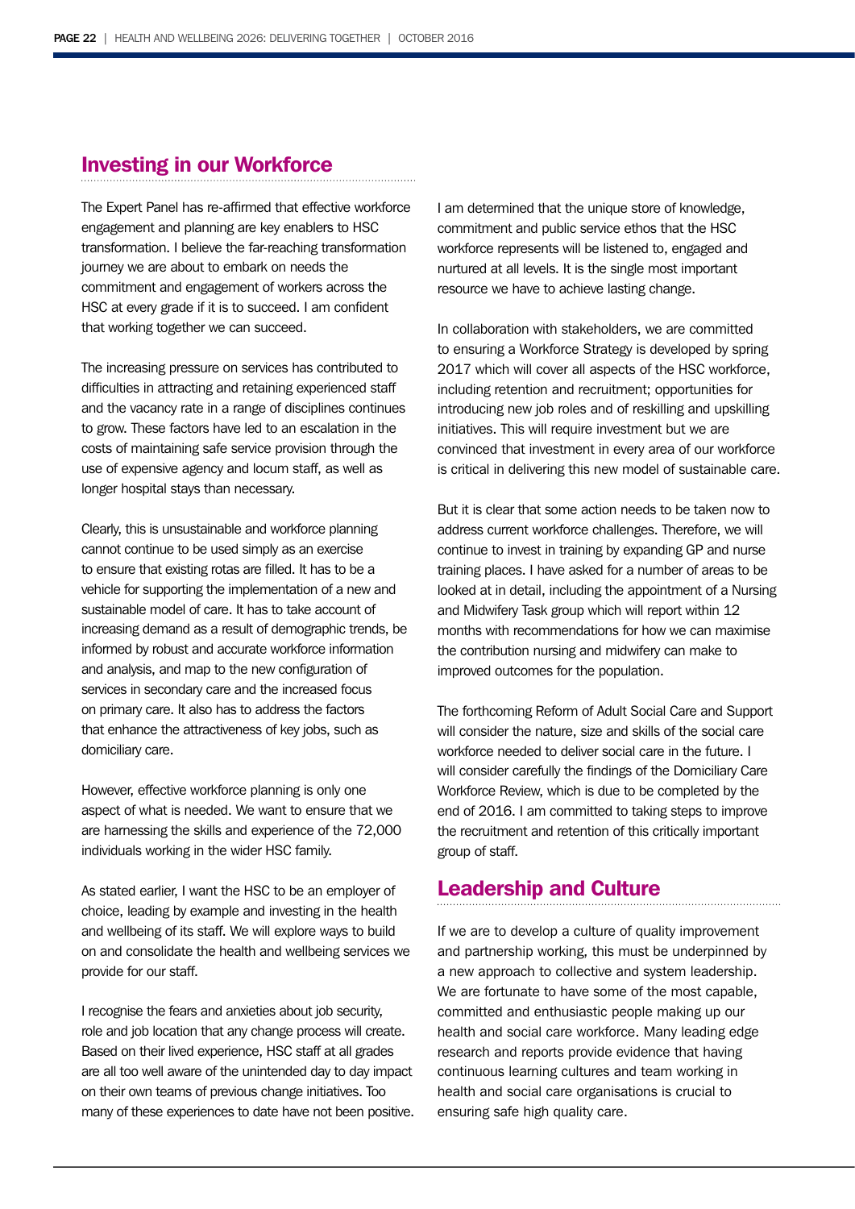## Investing in our Workforce

The Expert Panel has re-affirmed that effective workforce engagement and planning are key enablers to HSC transformation. I believe the far-reaching transformation journey we are about to embark on needs the commitment and engagement of workers across the HSC at every grade if it is to succeed. I am confident that working together we can succeed.

The increasing pressure on services has contributed to difficulties in attracting and retaining experienced staff and the vacancy rate in a range of disciplines continues to grow. These factors have led to an escalation in the costs of maintaining safe service provision through the use of expensive agency and locum staff, as well as longer hospital stays than necessary.

Clearly, this is unsustainable and workforce planning cannot continue to be used simply as an exercise to ensure that existing rotas are filled. It has to be a vehicle for supporting the implementation of a new and sustainable model of care. It has to take account of increasing demand as a result of demographic trends, be informed by robust and accurate workforce information and analysis, and map to the new configuration of services in secondary care and the increased focus on primary care. It also has to address the factors that enhance the attractiveness of key jobs, such as domiciliary care.

However, effective workforce planning is only one aspect of what is needed. We want to ensure that we are harnessing the skills and experience of the 72,000 individuals working in the wider HSC family.

As stated earlier, I want the HSC to be an employer of choice, leading by example and investing in the health and wellbeing of its staff. We will explore ways to build on and consolidate the health and wellbeing services we provide for our staff.

I recognise the fears and anxieties about job security, role and job location that any change process will create. Based on their lived experience, HSC staff at all grades are all too well aware of the unintended day to day impact on their own teams of previous change initiatives. Too many of these experiences to date have not been positive.

I am determined that the unique store of knowledge, commitment and public service ethos that the HSC workforce represents will be listened to, engaged and nurtured at all levels. It is the single most important resource we have to achieve lasting change.

In collaboration with stakeholders, we are committed to ensuring a Workforce Strategy is developed by spring 2017 which will cover all aspects of the HSC workforce, including retention and recruitment; opportunities for introducing new job roles and of reskilling and upskilling initiatives. This will require investment but we are convinced that investment in every area of our workforce is critical in delivering this new model of sustainable care.

But it is clear that some action needs to be taken now to address current workforce challenges. Therefore, we will continue to invest in training by expanding GP and nurse training places. I have asked for a number of areas to be looked at in detail, including the appointment of a Nursing and Midwifery Task group which will report within 12 months with recommendations for how we can maximise the contribution nursing and midwifery can make to improved outcomes for the population.

The forthcoming Reform of Adult Social Care and Support will consider the nature, size and skills of the social care workforce needed to deliver social care in the future. I will consider carefully the findings of the Domiciliary Care Workforce Review, which is due to be completed by the end of 2016. I am committed to taking steps to improve the recruitment and retention of this critically important group of staff.

## Leadership and Culture

If we are to develop a culture of quality improvement and partnership working, this must be underpinned by a new approach to collective and system leadership. We are fortunate to have some of the most capable, committed and enthusiastic people making up our health and social care workforce. Many leading edge research and reports provide evidence that having continuous learning cultures and team working in health and social care organisations is crucial to ensuring safe high quality care.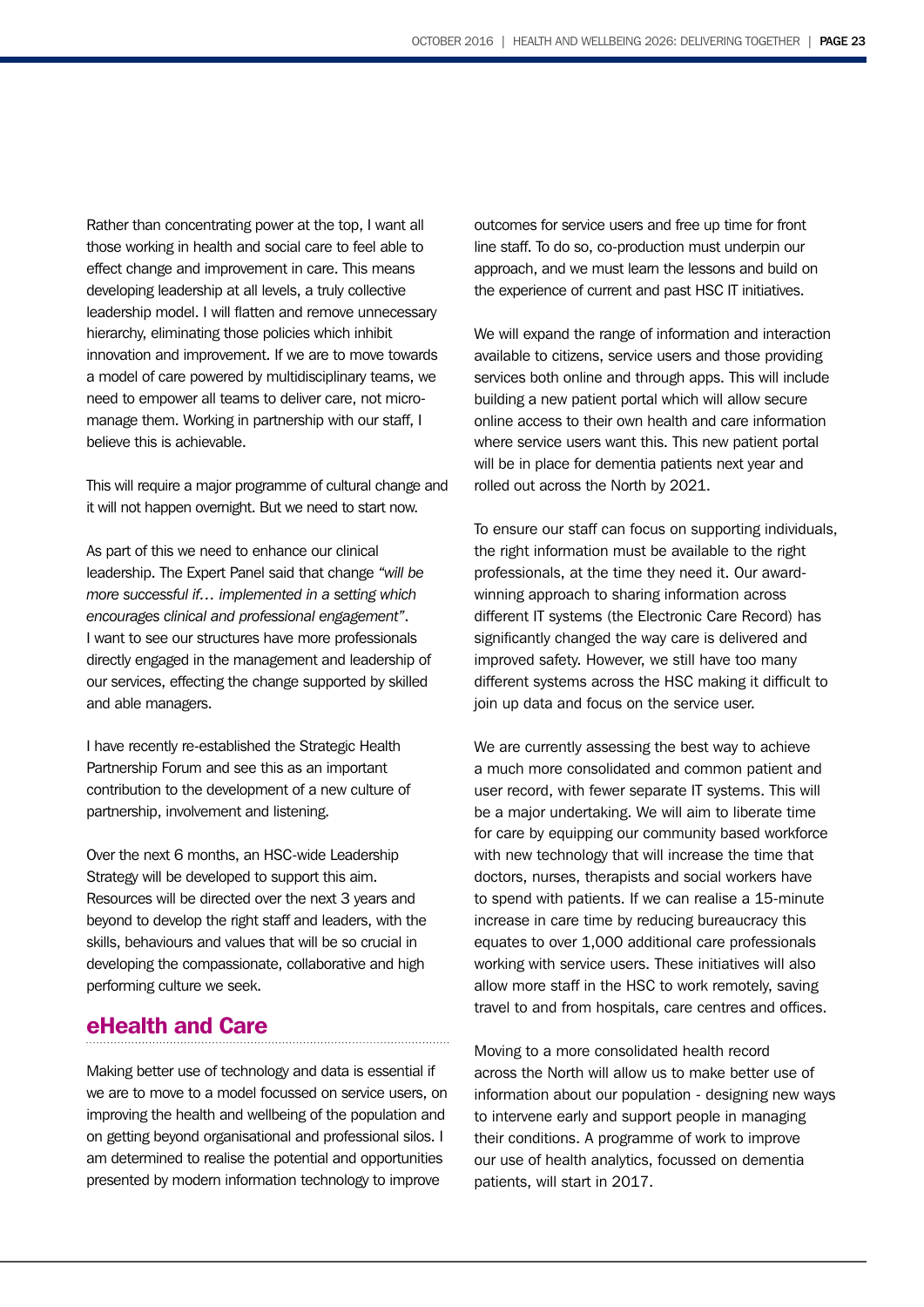Rather than concentrating power at the top, I want all those working in health and social care to feel able to effect change and improvement in care. This means developing leadership at all levels, a truly collective leadership model. I will flatten and remove unnecessary hierarchy, eliminating those policies which inhibit innovation and improvement. If we are to move towards a model of care powered by multidisciplinary teams, we need to empower all teams to deliver care, not micro-manage them. Working in partnership with our staff, I believe this is achievable.

This will require a major programme of cultural change and it will not happen overnight. But we need to start now.

As part of this we need to enhance our clinical leadership. The Expert Panel said that change *"will be more successful if… implemented in a setting which encourages clinical and professional engagement"*. I want to see our structures have more professionals directly engaged in the management and leadership of our services, effecting the change supported by skilled and able managers.

I have recently re-established the Strategic Health Partnership Forum and see this as an important contribution to the development of a new culture of partnership, involvement and listening.

Over the next 6 months, an HSC-wide Leadership Strategy will be developed to support this aim. Resources will be directed over the next 3 years and beyond to develop the right staff and leaders, with the skills, behaviours and values that will be so crucial in developing the compassionate, collaborative and high performing culture we seek.

## eHealth and Care

Making better use of technology and data is essential if we are to move to a model focussed on service users, on improving the health and wellbeing of the population and on getting beyond organisational and professional silos. I am determined to realise the potential and opportunities presented by modern information technology to improve outcomes for service users and free up time for front line staff. To do so, co-production must underpin our approach, and we must learn the lessons and build on the experience of current and past HSC IT initiatives.

We will expand the range of information and interaction available to citizens, service users and those providing services both online and through apps. This will include building a new patient portal which will allow secure online access to their own health and care information where service users want this. This new patient portal will be in place for dementia patients next year and rolled out across the North by 2021.

To ensure our staff can focus on supporting individuals, the right information must be available to the right professionals, at the time they need it. Our award-winning approach to sharing information across different IT systems (the Electronic Care Record) has significantly changed the way care is delivered and improved safety. However, we still have too many different systems across the HSC making it difficult to join up data and focus on the service user.

We are currently assessing the best way to achieve a much more consolidated and common patient and user record, with fewer separate IT systems. This will be a major undertaking. We will aim to liberate time for care by equipping our community based workforce with new technology that will increase the time that doctors, nurses, therapists and social workers have to spend with patients. If we can realise a 15-minute increase in care time by reducing bureaucracy this equates to over 1,000 additional care professionals working with service users. These initiatives will also allow more staff in the HSC to work remotely, saving travel to and from hospitals, care centres and offices.

Moving to a more consolidated health record across the North will allow us to make better use of information about our population - designing new ways to intervene early and support people in managing their conditions. A programme of work to improve our use of health analytics, focussed on dementia patients, will start in 2017.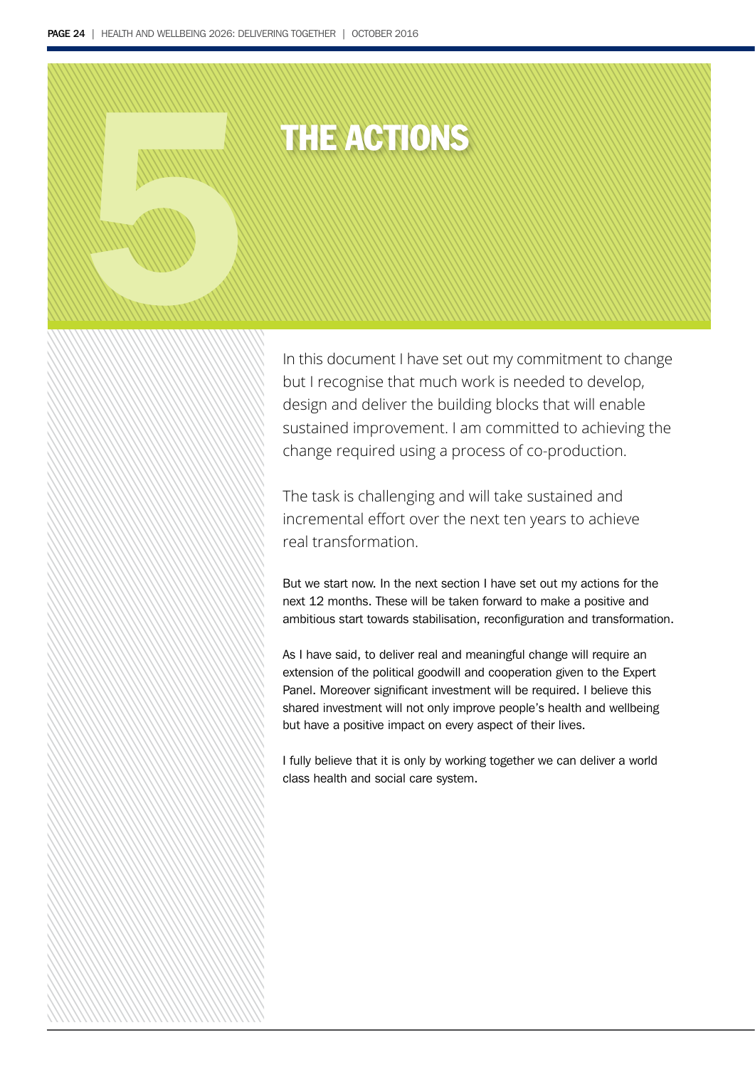# 5 THE ACTIONS

In this document I have set out my commitment to change but I recognise that much work is needed to develop, design and deliver the building blocks that will enable sustained improvement. I am committed to achieving the change required using a process of co-production.

The task is challenging and will take sustained and incremental effort over the next ten years to achieve real transformation.

But we start now. In the next section I have set out my actions for the next 12 months. These will be taken forward to make a positive and ambitious start towards stabilisation, reconfiguration and transformation.

As I have said, to deliver real and meaningful change will require an extension of the political goodwill and cooperation given to the Expert Panel. Moreover significant investment will be required. I believe this shared investment will not only improve people's health and wellbeing but have a positive impact on every aspect of their lives.

I fully believe that it is only by working together we can deliver a world class health and social care system.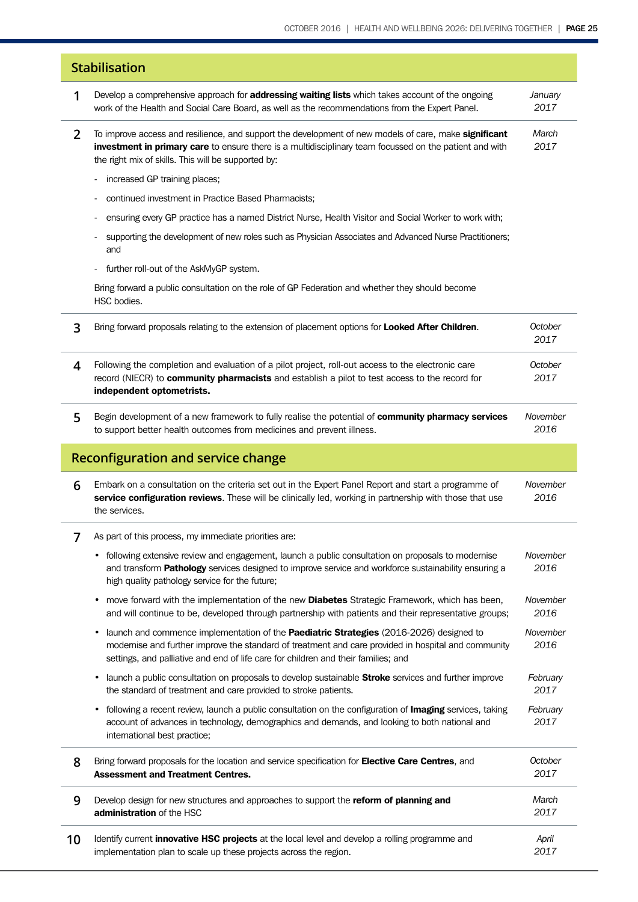## Stabilisation

| | | |
|---|---|---|
| **1** | Develop a comprehensive approach for **addressing waiting lists** which takes account of the ongoing work of the Health and Social Care Board, as well as the recommendations from the Expert Panel. | *January 2017* |
| **2** | To improve access and resilience, and support the development of new models of care, make **significant investment in primary care** to ensure there is a multidisciplinary team focussed on the patient and with the right mix of skills. This will be supported by:<br>- increased GP training places;<br>- continued investment in Practice Based Pharmacists;<br>- ensuring every GP practice has a named District Nurse, Health Visitor and Social Worker to work with;<br>- supporting the development of new roles such as Physician Associates and Advanced Nurse Practitioners; and<br>- further roll-out of the AskMyGP system.<br><br>Bring forward a public consultation on the role of GP Federation and whether they should become HSC bodies. | *March 2017* |
| **3** | Bring forward proposals relating to the extension of placement options for **Looked After Children**. | *October 2017* |
| **4** | Following the completion and evaluation of a pilot project, roll-out access to the electronic care record (NIECR) to **community pharmacists** and establish a pilot to test access to the record for **independent optometrists.** | *October 2017* |
| **5** | Begin development of a new framework to fully realise the potential of **community pharmacy services** to support better health outcomes from medicines and prevent illness. | *November 2016* |

## Reconfiguration and service change

| | | |
|---|---|---|
| **6** | Embark on a consultation on the criteria set out in the Expert Panel Report and start a programme of **service configuration reviews**. These will be clinically led, working in partnership with those that use the services. | *November 2016* |
| **7** | As part of this process, my immediate priorities are: | |
| | • following extensive review and engagement, launch a public consultation on proposals to modernise and transform **Pathology** services designed to improve service and workforce sustainability ensuring a high quality pathology service for the future; | *November 2016* |
| | • move forward with the implementation of the new **Diabetes** Strategic Framework, which has been, and will continue to be, developed through partnership with patients and their representative groups; | *November 2016* |
| | • launch and commence implementation of the **Paediatric Strategies** (2016-2026) designed to modernise and further improve the standard of treatment and care provided in hospital and community settings, and palliative and end of life care for children and their families; and | *November 2016* |
| | • launch a public consultation on proposals to develop sustainable **Stroke** services and further improve the standard of treatment and care provided to stroke patients. | *February 2017* |
| | • following a recent review, launch a public consultation on the configuration of **Imaging** services, taking account of advances in technology, demographics and demands, and looking to both national and international best practice; | *February 2017* |
| **8** | Bring forward proposals for the location and service specification for **Elective Care Centres**, and **Assessment and Treatment Centres.** | *October 2017* |
| **9** | Develop design for new structures and approaches to support the **reform of planning and administration** of the HSC | *March 2017* |
| **10** | Identify current **innovative HSC projects** at the local level and develop a rolling programme and implementation plan to scale up these projects across the region. | *April 2017* |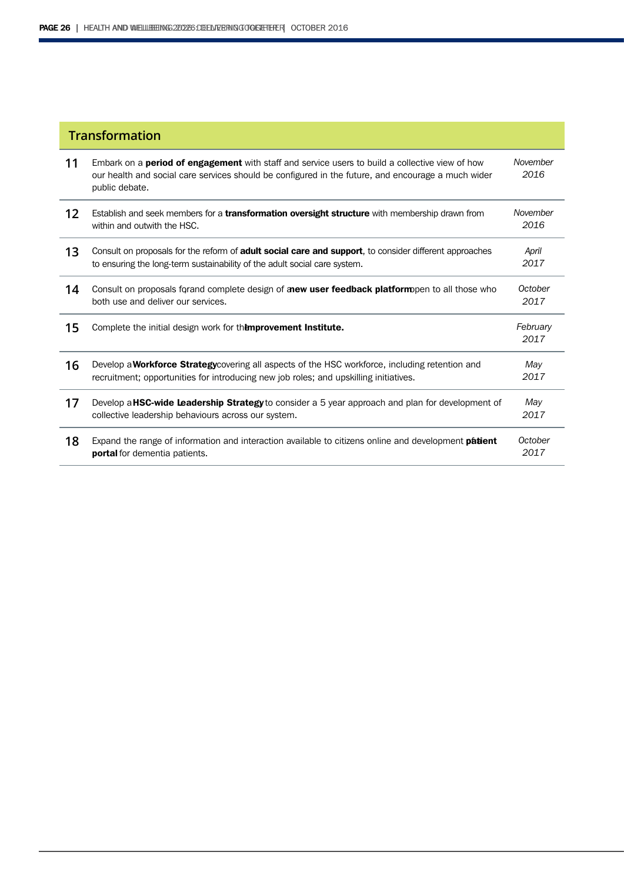## Transformation

| | | |
|---|---|---|
| 11 | Embark on a **period of engagement** with staff and service users to build a collective view of how our health and social care services should be configured in the future, and encourage a much wider public debate. | *November 2016* |
| 12 | Establish and seek members for a **transformation oversight structure** with membership drawn from within and outwith the HSC. | *November 2016* |
| 13 | Consult on proposals for the reform of **adult social care and support**, to consider different approaches to ensuring the long-term sustainability of the adult social care system. | *April 2017* |
| 14 | Consult on proposals for, and complete design of a **new user feedback platform** open to all those who both use and deliver our services. | *October 2017* |
| 15 | Complete the initial design work for the **Improvement Institute.** | *February 2017* |
| 16 | Develop a **Workforce Strategy** covering all aspects of the HSC workforce, including retention and recruitment; opportunities for introducing new job roles; and upskilling initiatives. | *May 2017* |
| 17 | Develop a **HSC-wide Leadership Strategy** to consider a 5 year approach and plan for development of collective leadership behaviours across our system. | *May 2017* |
| 18 | Expand the range of information and interaction available to citizens online and development of a **patient portal** for dementia patients. | *October 2017* |